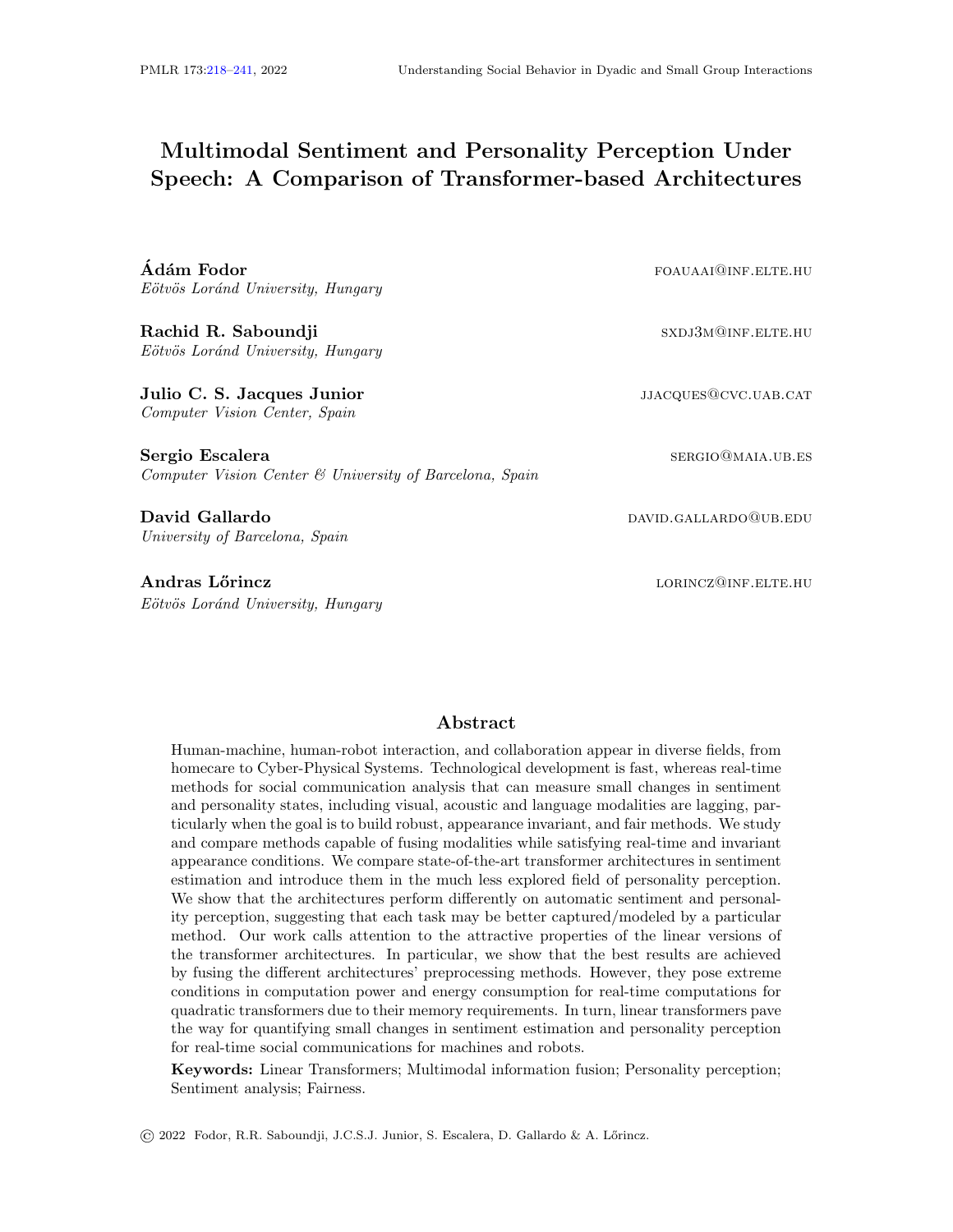# Multimodal Sentiment and Personality Perception Under Speech: A Comparison of Transformer-based Architectures

**Ádám Fodor** FOAUAAI@INF.ELTE.HU
*Eötvös Loránd University, Hungary*

**Rachid R. Saboundji** SXDJ3M@INF.ELTE.HU
*Eötvös Loránd University, Hungary*

**Julio C. S. Jacques Junior** JJACQUES@CVC.UAB.CAT
*Computer Vision Center, Spain*

**Sergio Escalera** SERGIO@MAIA.UB.ES
*Computer Vision Center & University of Barcelona, Spain*

**David Gallardo** DAVID.GALLARDO@UB.EDU
*University of Barcelona, Spain*

**Andras Lőrincz** LORINCZ@INF.ELTE.HU
*Eötvös Loránd University, Hungary*

## Abstract

Human-machine, human-robot interaction, and collaboration appear in diverse fields, from homecare to Cyber-Physical Systems. Technological development is fast, whereas real-time methods for social communication analysis that can measure small changes in sentiment and personality states, including visual, acoustic and language modalities are lagging, particularly when the goal is to build robust, appearance invariant, and fair methods. We study and compare methods capable of fusing modalities while satisfying real-time and invariant appearance conditions. We compare state-of-the-art transformer architectures in sentiment estimation and introduce them in the much less explored field of personality perception. We show that the architectures perform differently on automatic sentiment and personality perception, suggesting that each task may be better captured/modeled by a particular method. Our work calls attention to the attractive properties of the linear versions of the transformer architectures. In particular, we show that the best results are achieved by fusing the different architectures' preprocessing methods. However, they pose extreme conditions in computation power and energy consumption for real-time computations for quadratic transformers due to their memory requirements. In turn, linear transformers pave the way for quantifying small changes in sentiment estimation and personality perception for real-time social communications for machines and robots.

**Keywords:** Linear Transformers; Multimodal information fusion; Personality perception; Sentiment analysis; Fairness.

© 2022 Fodor, R.R. Saboundji, J.C.S.J. Junior, S. Escalera, D. Gallardo & A. Lőrincz.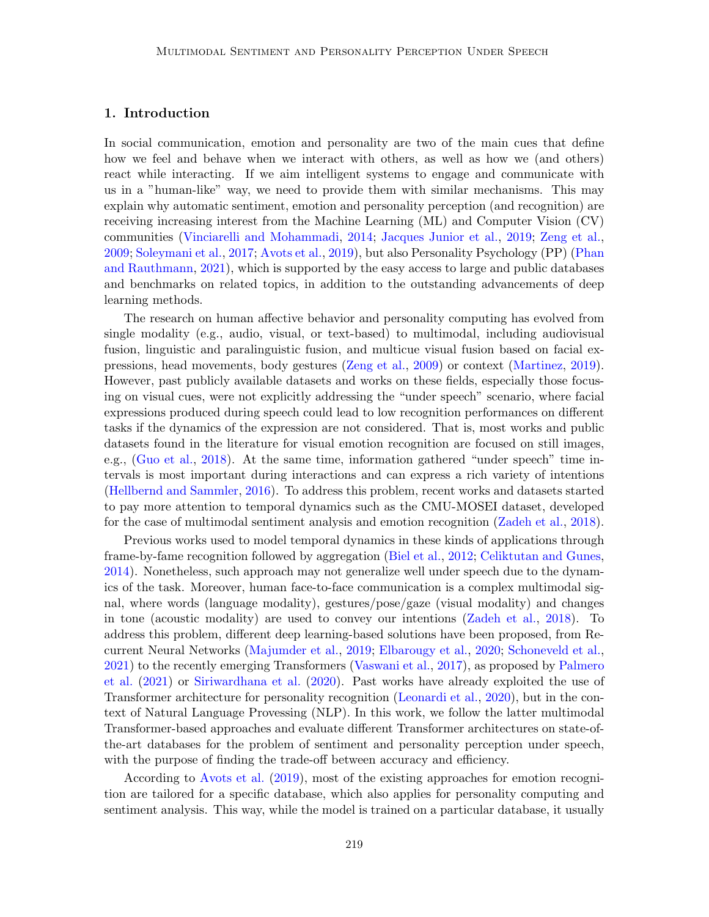## 1. Introduction

In social communication, emotion and personality are two of the main cues that define how we feel and behave when we interact with others, as well as how we (and others) react while interacting. If we aim intelligent systems to engage and communicate with us in a "human-like" way, we need to provide them with similar mechanisms. This may explain why automatic sentiment, emotion and personality perception (and recognition) are receiving increasing interest from the Machine Learning (ML) and Computer Vision (CV) communities (Vinciarelli and Mohammadi, 2014; Jacques Junior et al., 2019; Zeng et al., 2009; Soleymani et al., 2017; Avots et al., 2019), but also Personality Psychology (PP) (Phan and Rauthmann, 2021), which is supported by the easy access to large and public databases and benchmarks on related topics, in addition to the outstanding advancements of deep learning methods.

The research on human affective behavior and personality computing has evolved from single modality (e.g., audio, visual, or text-based) to multimodal, including audiovisual fusion, linguistic and paralinguistic fusion, and multicue visual fusion based on facial expressions, head movements, body gestures (Zeng et al., 2009) or context (Martinez, 2019). However, past publicly available datasets and works on these fields, especially those focusing on visual cues, were not explicitly addressing the "under speech" scenario, where facial expressions produced during speech could lead to low recognition performances on different tasks if the dynamics of the expression are not considered. That is, most works and public datasets found in the literature for visual emotion recognition are focused on still images, e.g., (Guo et al., 2018). At the same time, information gathered "under speech" time intervals is most important during interactions and can express a rich variety of intentions (Hellbernd and Sammler, 2016). To address this problem, recent works and datasets started to pay more attention to temporal dynamics such as the CMU-MOSEI dataset, developed for the case of multimodal sentiment analysis and emotion recognition (Zadeh et al., 2018).

Previous works used to model temporal dynamics in these kinds of applications through frame-by-fame recognition followed by aggregation (Biel et al., 2012; Celiktutan and Gunes, 2014). Nonetheless, such approach may not generalize well under speech due to the dynamics of the task. Moreover, human face-to-face communication is a complex multimodal signal, where words (language modality), gestures/pose/gaze (visual modality) and changes in tone (acoustic modality) are used to convey our intentions (Zadeh et al., 2018). To address this problem, different deep learning-based solutions have been proposed, from Recurrent Neural Networks (Majumder et al., 2019; Elbarougy et al., 2020; Schoneveld et al., 2021) to the recently emerging Transformers (Vaswani et al., 2017), as proposed by Palmero et al. (2021) or Siriwardhana et al. (2020). Past works have already exploited the use of Transformer architecture for personality recognition (Leonardi et al., 2020), but in the context of Natural Language Provessing (NLP). In this work, we follow the latter multimodal Transformer-based approaches and evaluate different Transformer architectures on state-of-the-art databases for the problem of sentiment and personality perception under speech, with the purpose of finding the trade-off between accuracy and efficiency.

According to Avots et al. (2019), most of the existing approaches for emotion recognition are tailored for a specific database, which also applies for personality computing and sentiment analysis. This way, while the model is trained on a particular database, it usually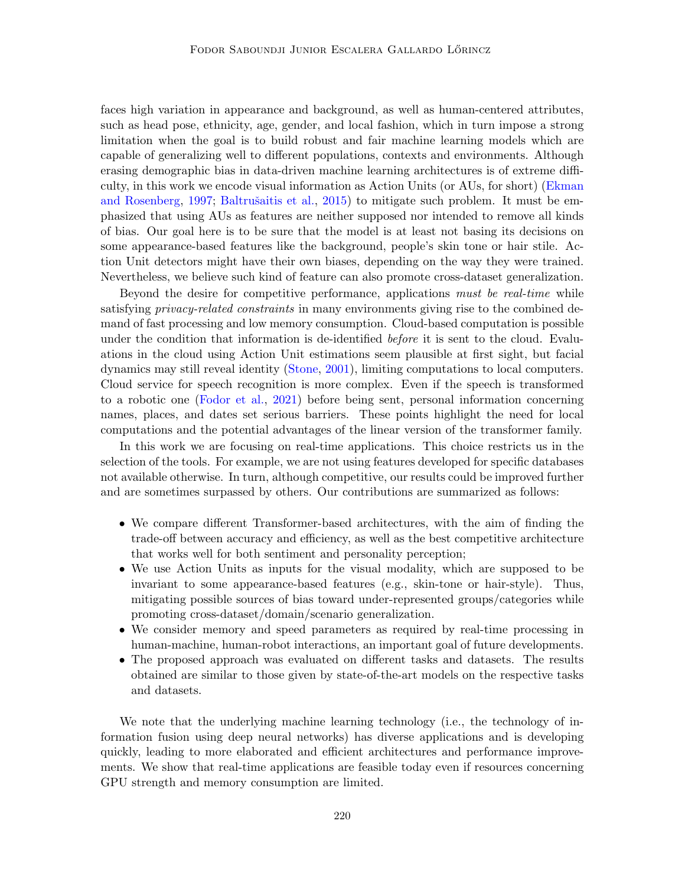faces high variation in appearance and background, as well as human-centered attributes, such as head pose, ethnicity, age, gender, and local fashion, which in turn impose a strong limitation when the goal is to build robust and fair machine learning models which are capable of generalizing well to different populations, contexts and environments. Although erasing demographic bias in data-driven machine learning architectures is of extreme difficulty, in this work we encode visual information as Action Units (or AUs, for short) (Ekman and Rosenberg, 1997; Baltrušaitis et al., 2015) to mitigate such problem. It must be emphasized that using AUs as features are neither supposed nor intended to remove all kinds of bias. Our goal here is to be sure that the model is at least not basing its decisions on some appearance-based features like the background, people's skin tone or hair stile. Action Unit detectors might have their own biases, depending on the way they were trained. Nevertheless, we believe such kind of feature can also promote cross-dataset generalization.

Beyond the desire for competitive performance, applications *must be real-time* while satisfying *privacy-related constraints* in many environments giving rise to the combined demand of fast processing and low memory consumption. Cloud-based computation is possible under the condition that information is de-identified *before* it is sent to the cloud. Evaluations in the cloud using Action Unit estimations seem plausible at first sight, but facial dynamics may still reveal identity (Stone, 2001), limiting computations to local computers. Cloud service for speech recognition is more complex. Even if the speech is transformed to a robotic one (Fodor et al., 2021) before being sent, personal information concerning names, places, and dates set serious barriers. These points highlight the need for local computations and the potential advantages of the linear version of the transformer family.

In this work we are focusing on real-time applications. This choice restricts us in the selection of the tools. For example, we are not using features developed for specific databases not available otherwise. In turn, although competitive, our results could be improved further and are sometimes surpassed by others. Our contributions are summarized as follows:

- We compare different Transformer-based architectures, with the aim of finding the trade-off between accuracy and efficiency, as well as the best competitive architecture that works well for both sentiment and personality perception;
- We use Action Units as inputs for the visual modality, which are supposed to be invariant to some appearance-based features (e.g., skin-tone or hair-style). Thus, mitigating possible sources of bias toward under-represented groups/categories while promoting cross-dataset/domain/scenario generalization.
- We consider memory and speed parameters as required by real-time processing in human-machine, human-robot interactions, an important goal of future developments.
- The proposed approach was evaluated on different tasks and datasets. The results obtained are similar to those given by state-of-the-art models on the respective tasks and datasets.

We note that the underlying machine learning technology (i.e., the technology of information fusion using deep neural networks) has diverse applications and is developing quickly, leading to more elaborated and efficient architectures and performance improvements. We show that real-time applications are feasible today even if resources concerning GPU strength and memory consumption are limited.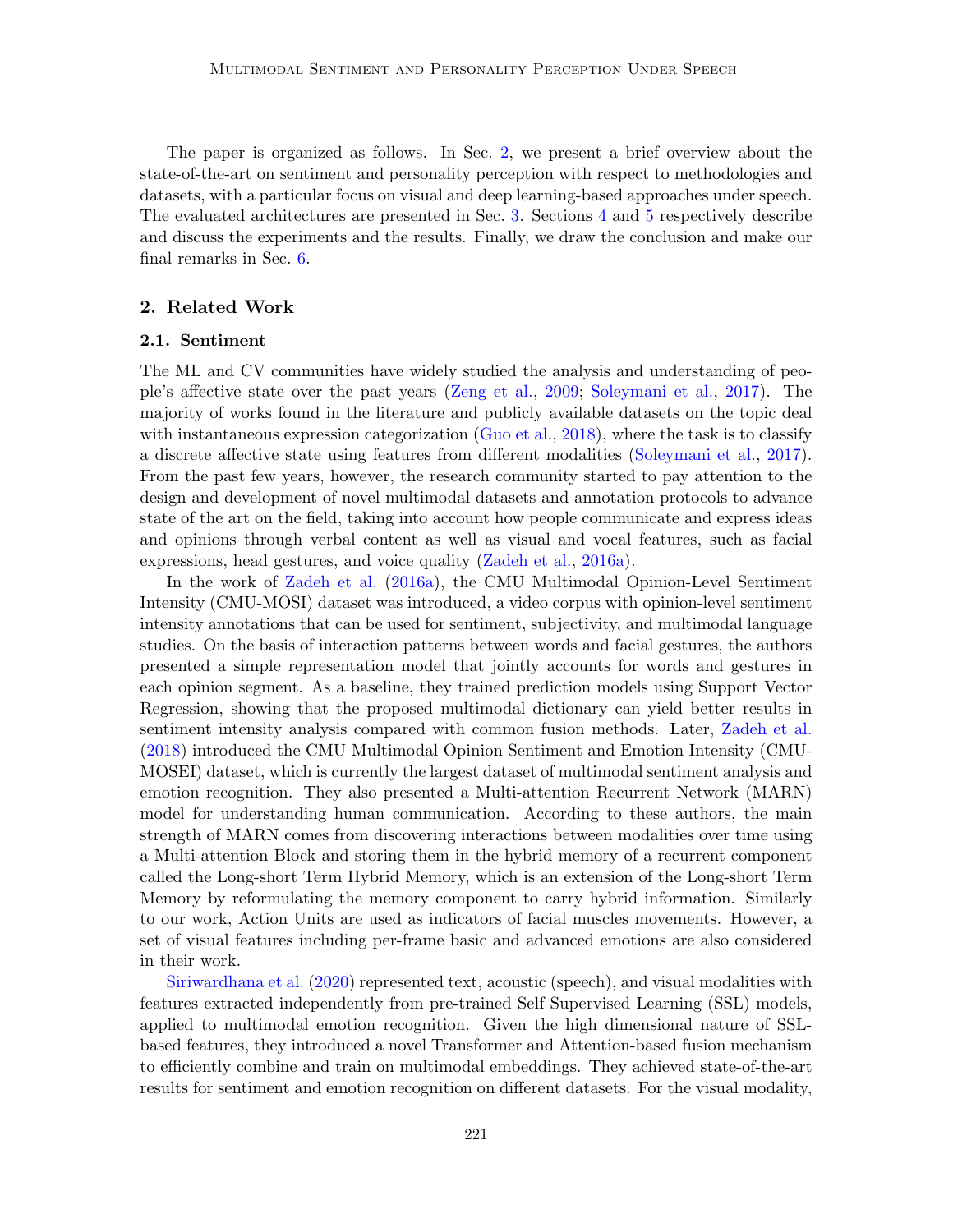The paper is organized as follows. In Sec. 2, we present a brief overview about the state-of-the-art on sentiment and personality perception with respect to methodologies and datasets, with a particular focus on visual and deep learning-based approaches under speech. The evaluated architectures are presented in Sec. 3. Sections 4 and 5 respectively describe and discuss the experiments and the results. Finally, we draw the conclusion and make our final remarks in Sec. 6.

## 2. Related Work

### 2.1. Sentiment

The ML and CV communities have widely studied the analysis and understanding of people's affective state over the past years (Zeng et al., 2009; Soleymani et al., 2017). The majority of works found in the literature and publicly available datasets on the topic deal with instantaneous expression categorization (Guo et al., 2018), where the task is to classify a discrete affective state using features from different modalities (Soleymani et al., 2017). From the past few years, however, the research community started to pay attention to the design and development of novel multimodal datasets and annotation protocols to advance state of the art on the field, taking into account how people communicate and express ideas and opinions through verbal content as well as visual and vocal features, such as facial expressions, head gestures, and voice quality (Zadeh et al., 2016a).

In the work of Zadeh et al. (2016a), the CMU Multimodal Opinion-Level Sentiment Intensity (CMU-MOSI) dataset was introduced, a video corpus with opinion-level sentiment intensity annotations that can be used for sentiment, subjectivity, and multimodal language studies. On the basis of interaction patterns between words and facial gestures, the authors presented a simple representation model that jointly accounts for words and gestures in each opinion segment. As a baseline, they trained prediction models using Support Vector Regression, showing that the proposed multimodal dictionary can yield better results in sentiment intensity analysis compared with common fusion methods. Later, Zadeh et al. (2018) introduced the CMU Multimodal Opinion Sentiment and Emotion Intensity (CMU-MOSEI) dataset, which is currently the largest dataset of multimodal sentiment analysis and emotion recognition. They also presented a Multi-attention Recurrent Network (MARN) model for understanding human communication. According to these authors, the main strength of MARN comes from discovering interactions between modalities over time using a Multi-attention Block and storing them in the hybrid memory of a recurrent component called the Long-short Term Hybrid Memory, which is an extension of the Long-short Term Memory by reformulating the memory component to carry hybrid information. Similarly to our work, Action Units are used as indicators of facial muscles movements. However, a set of visual features including per-frame basic and advanced emotions are also considered in their work.

Siriwardhana et al. (2020) represented text, acoustic (speech), and visual modalities with features extracted independently from pre-trained Self Supervised Learning (SSL) models, applied to multimodal emotion recognition. Given the high dimensional nature of SSL-based features, they introduced a novel Transformer and Attention-based fusion mechanism to efficiently combine and train on multimodal embeddings. They achieved state-of-the-art results for sentiment and emotion recognition on different datasets. For the visual modality,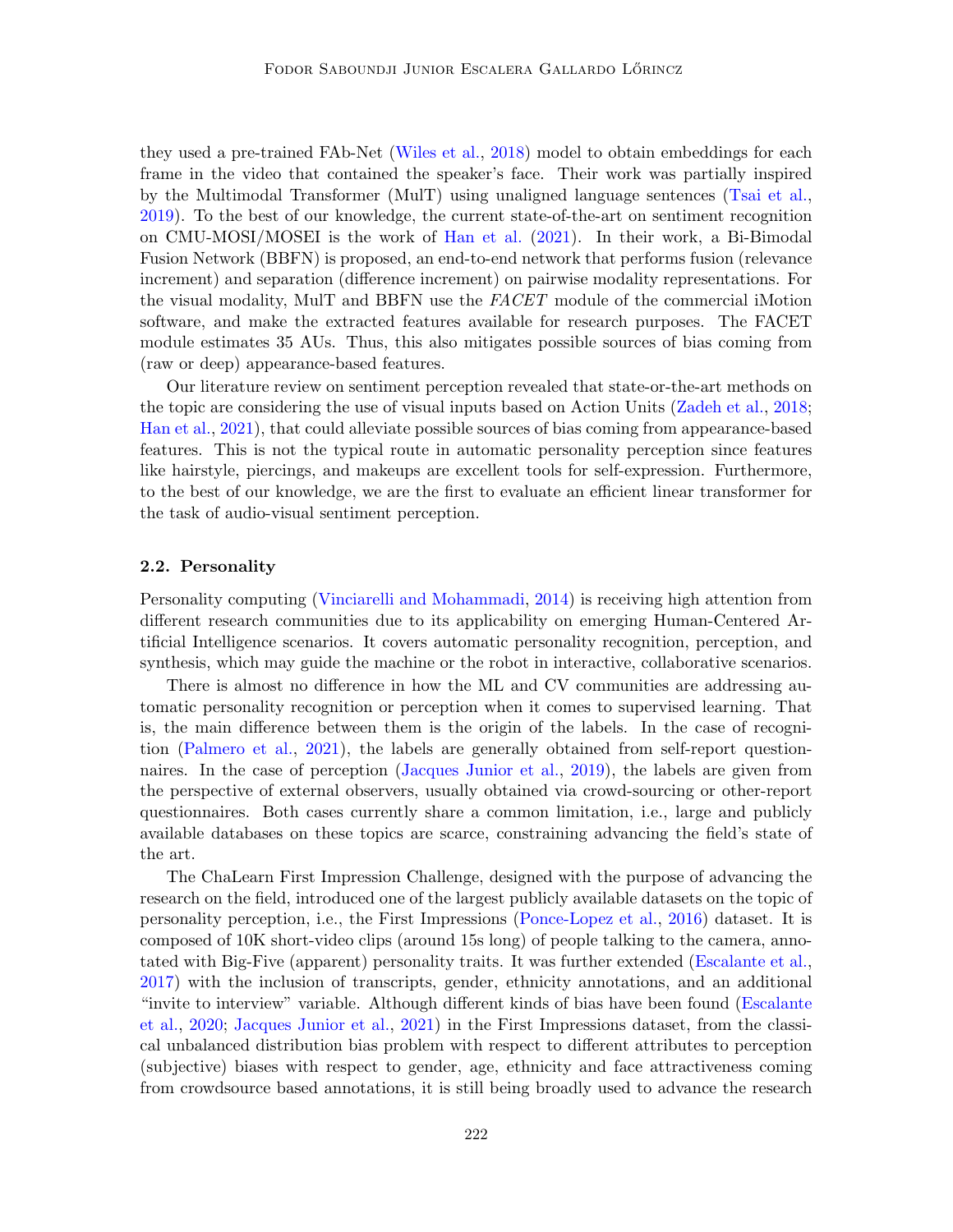they used a pre-trained FAb-Net (Wiles et al., 2018) model to obtain embeddings for each frame in the video that contained the speaker's face. Their work was partially inspired by the Multimodal Transformer (MulT) using unaligned language sentences (Tsai et al., 2019). To the best of our knowledge, the current state-of-the-art on sentiment recognition on CMU-MOSI/MOSEI is the work of Han et al. (2021). In their work, a Bi-Bimodal Fusion Network (BBFN) is proposed, an end-to-end network that performs fusion (relevance increment) and separation (difference increment) on pairwise modality representations. For the visual modality, MulT and BBFN use the *FACET* module of the commercial iMotion software, and make the extracted features available for research purposes. The FACET module estimates 35 AUs. Thus, this also mitigates possible sources of bias coming from (raw or deep) appearance-based features.

Our literature review on sentiment perception revealed that state-or-the-art methods on the topic are considering the use of visual inputs based on Action Units (Zadeh et al., 2018; Han et al., 2021), that could alleviate possible sources of bias coming from appearance-based features. This is not the typical route in automatic personality perception since features like hairstyle, piercings, and makeups are excellent tools for self-expression. Furthermore, to the best of our knowledge, we are the first to evaluate an efficient linear transformer for the task of audio-visual sentiment perception.

### 2.2. Personality

Personality computing (Vinciarelli and Mohammadi, 2014) is receiving high attention from different research communities due to its applicability on emerging Human-Centered Artificial Intelligence scenarios. It covers automatic personality recognition, perception, and synthesis, which may guide the machine or the robot in interactive, collaborative scenarios.

There is almost no difference in how the ML and CV communities are addressing automatic personality recognition or perception when it comes to supervised learning. That is, the main difference between them is the origin of the labels. In the case of recognition (Palmero et al., 2021), the labels are generally obtained from self-report questionnaires. In the case of perception (Jacques Junior et al., 2019), the labels are given from the perspective of external observers, usually obtained via crowd-sourcing or other-report questionnaires. Both cases currently share a common limitation, i.e., large and publicly available databases on these topics are scarce, constraining advancing the field's state of the art.

The ChaLearn First Impression Challenge, designed with the purpose of advancing the research on the field, introduced one of the largest publicly available datasets on the topic of personality perception, i.e., the First Impressions (Ponce-Lopez et al., 2016) dataset. It is composed of 10K short-video clips (around 15s long) of people talking to the camera, annotated with Big-Five (apparent) personality traits. It was further extended (Escalante et al., 2017) with the inclusion of transcripts, gender, ethnicity annotations, and an additional "invite to interview" variable. Although different kinds of bias have been found (Escalante et al., 2020; Jacques Junior et al., 2021) in the First Impressions dataset, from the classical unbalanced distribution bias problem with respect to different attributes to perception (subjective) biases with respect to gender, age, ethnicity and face attractiveness coming from crowdsource based annotations, it is still being broadly used to advance the research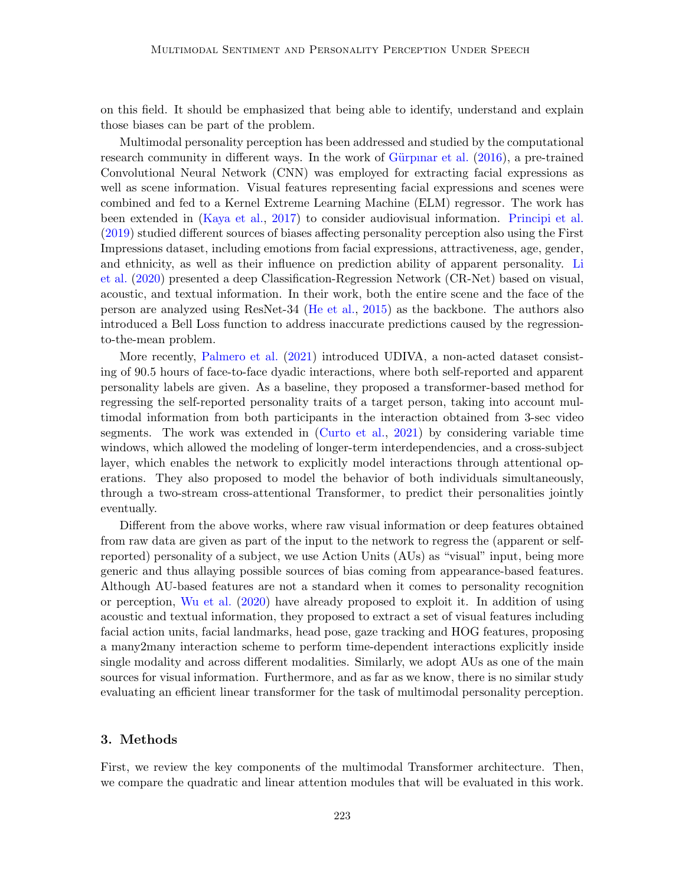on this field. It should be emphasized that being able to identify, understand and explain those biases can be part of the problem.

Multimodal personality perception has been addressed and studied by the computational research community in different ways. In the work of Gürpınar et al. (2016), a pre-trained Convolutional Neural Network (CNN) was employed for extracting facial expressions as well as scene information. Visual features representing facial expressions and scenes were combined and fed to a Kernel Extreme Learning Machine (ELM) regressor. The work has been extended in (Kaya et al., 2017) to consider audiovisual information. Principi et al. (2019) studied different sources of biases affecting personality perception also using the First Impressions dataset, including emotions from facial expressions, attractiveness, age, gender, and ethnicity, as well as their influence on prediction ability of apparent personality. Li et al. (2020) presented a deep Classification-Regression Network (CR-Net) based on visual, acoustic, and textual information. In their work, both the entire scene and the face of the person are analyzed using ResNet-34 (He et al., 2015) as the backbone. The authors also introduced a Bell Loss function to address inaccurate predictions caused by the regression-to-the-mean problem.

More recently, Palmero et al. (2021) introduced UDIVA, a non-acted dataset consisting of 90.5 hours of face-to-face dyadic interactions, where both self-reported and apparent personality labels are given. As a baseline, they proposed a transformer-based method for regressing the self-reported personality traits of a target person, taking into account multimodal information from both participants in the interaction obtained from 3-sec video segments. The work was extended in (Curto et al., 2021) by considering variable time windows, which allowed the modeling of longer-term interdependencies, and a cross-subject layer, which enables the network to explicitly model interactions through attentional operations. They also proposed to model the behavior of both individuals simultaneously, through a two-stream cross-attentional Transformer, to predict their personalities jointly eventually.

Different from the above works, where raw visual information or deep features obtained from raw data are given as part of the input to the network to regress the (apparent or self-reported) personality of a subject, we use Action Units (AUs) as "visual" input, being more generic and thus allaying possible sources of bias coming from appearance-based features. Although AU-based features are not a standard when it comes to personality recognition or perception, Wu et al. (2020) have already proposed to exploit it. In addition of using acoustic and textual information, they proposed to extract a set of visual features including facial action units, facial landmarks, head pose, gaze tracking and HOG features, proposing a many2many interaction scheme to perform time-dependent interactions explicitly inside single modality and across different modalities. Similarly, we adopt AUs as one of the main sources for visual information. Furthermore, and as far as we know, there is no similar study evaluating an efficient linear transformer for the task of multimodal personality perception.

## 3. Methods

First, we review the key components of the multimodal Transformer architecture. Then, we compare the quadratic and linear attention modules that will be evaluated in this work.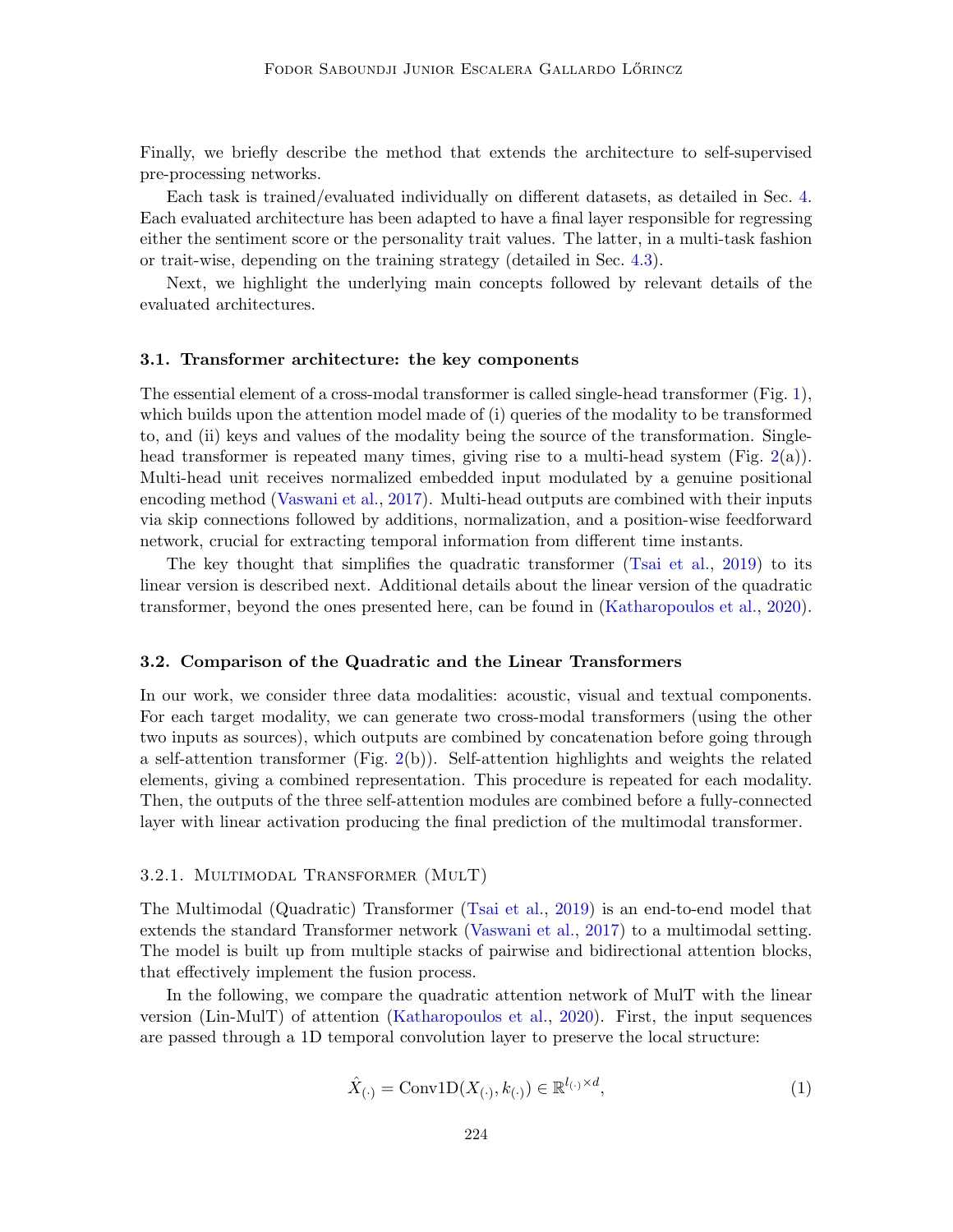Finally, we briefly describe the method that extends the architecture to self-supervised pre-processing networks.

Each task is trained/evaluated individually on different datasets, as detailed in Sec. 4. Each evaluated architecture has been adapted to have a final layer responsible for regressing either the sentiment score or the personality trait values. The latter, in a multi-task fashion or trait-wise, depending on the training strategy (detailed in Sec. 4.3).

Next, we highlight the underlying main concepts followed by relevant details of the evaluated architectures.

### 3.1. Transformer architecture: the key components

The essential element of a cross-modal transformer is called single-head transformer (Fig. 1), which builds upon the attention model made of (i) queries of the modality to be transformed to, and (ii) keys and values of the modality being the source of the transformation. Single-head transformer is repeated many times, giving rise to a multi-head system (Fig. 2(a)). Multi-head unit receives normalized embedded input modulated by a genuine positional encoding method (Vaswani et al., 2017). Multi-head outputs are combined with their inputs via skip connections followed by additions, normalization, and a position-wise feedforward network, crucial for extracting temporal information from different time instants.

The key thought that simplifies the quadratic transformer (Tsai et al., 2019) to its linear version is described next. Additional details about the linear version of the quadratic transformer, beyond the ones presented here, can be found in (Katharopoulos et al., 2020).

### 3.2. Comparison of the Quadratic and the Linear Transformers

In our work, we consider three data modalities: acoustic, visual and textual components. For each target modality, we can generate two cross-modal transformers (using the other two inputs as sources), which outputs are combined by concatenation before going through a self-attention transformer (Fig. 2(b)). Self-attention highlights and weights the related elements, giving a combined representation. This procedure is repeated for each modality. Then, the outputs of the three self-attention modules are combined before a fully-connected layer with linear activation producing the final prediction of the multimodal transformer.

#### 3.2.1. Multimodal Transformer (MulT)

The Multimodal (Quadratic) Transformer (Tsai et al., 2019) is an end-to-end model that extends the standard Transformer network (Vaswani et al., 2017) to a multimodal setting. The model is built up from multiple stacks of pairwise and bidirectional attention blocks, that effectively implement the fusion process.

In the following, we compare the quadratic attention network of MulT with the linear version (Lin-MulT) of attention (Katharopoulos et al., 2020). First, the input sequences are passed through a 1D temporal convolution layer to preserve the local structure:

$$\hat{X}_{(\cdot)} = \text{Conv1D}(X_{(\cdot)}, k_{(\cdot)}) \in \mathbb{R}^{l_{(\cdot)} \times d}, \tag{1}$$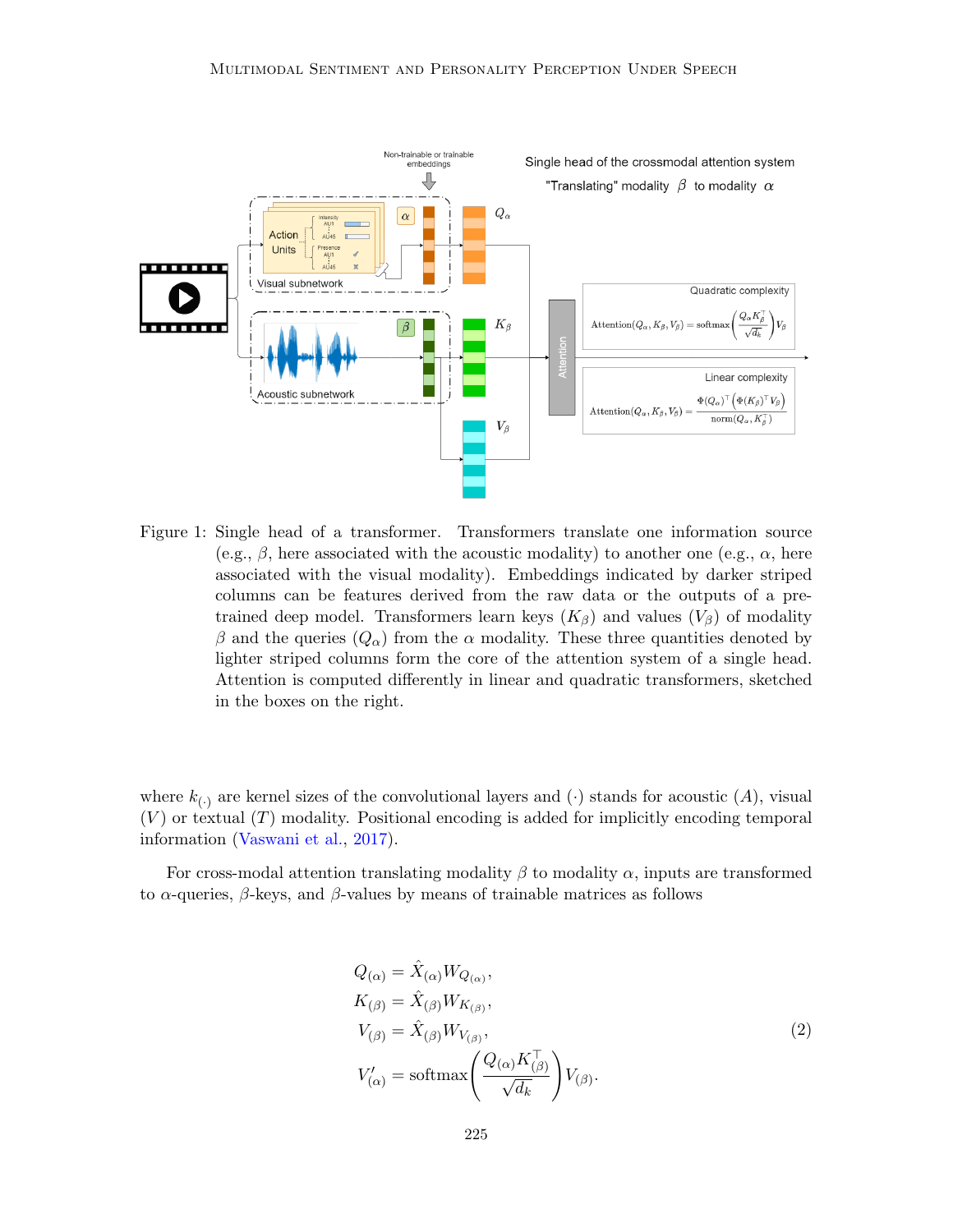Figure 1: Single head of a transformer. Transformers translate one information source (e.g., $\beta$, here associated with the acoustic modality) to another one (e.g., $\alpha$, here associated with the visual modality). Embeddings indicated by darker striped columns can be features derived from the raw data or the outputs of a pre-trained deep model. Transformers learn keys ($K_\beta$) and values ($V_\beta$) of modality $\beta$ and the queries ($Q_\alpha$) from the $\alpha$ modality. These three quantities denoted by lighter striped columns form the core of the attention system of a single head. Attention is computed differently in linear and quadratic transformers, sketched in the boxes on the right.

where $k_{(\cdot)}$ are kernel sizes of the convolutional layers and $(\cdot)$ stands for acoustic ($A$), visual ($V$) or textual ($T$) modality. Positional encoding is added for implicitly encoding temporal information (Vaswani et al., 2017).

For cross-modal attention translating modality $\beta$ to modality $\alpha$, inputs are transformed to $\alpha$-queries, $\beta$-keys, and $\beta$-values by means of trainable matrices as follows

$$
\begin{aligned}
Q_{(\alpha)} &= \hat{X}_{(\alpha)} W_{Q_{(\alpha)}}, \\
K_{(\beta)} &= \hat{X}_{(\beta)} W_{K_{(\beta)}}, \\
V_{(\beta)} &= \hat{X}_{(\beta)} W_{V_{(\beta)}}, \\
V'_{(\alpha)} &= \text{softmax}\left(\frac{Q_{(\alpha)} K_{(\beta)}^\top}{\sqrt{d_k}}\right) V_{(\beta)}.
\end{aligned} \tag{2}
$$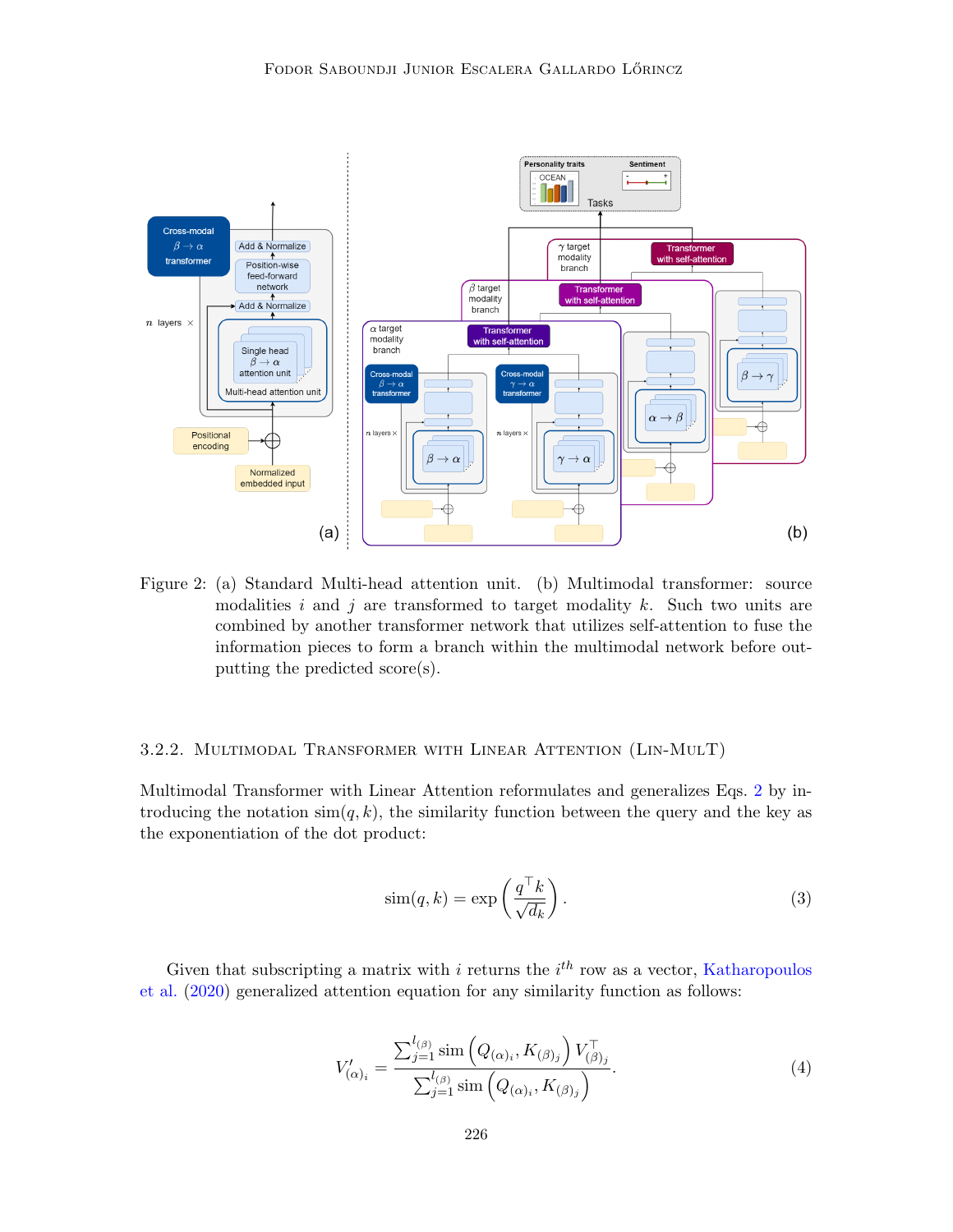Figure 2: (a) Standard Multi-head attention unit. (b) Multimodal transformer: source modalities $i$ and $j$ are transformed to target modality $k$. Such two units are combined by another transformer network that utilizes self-attention to fuse the information pieces to form a branch within the multimodal network before outputting the predicted score(s).

### 3.2.2. Multimodal Transformer with Linear Attention (Lin-MulT)

Multimodal Transformer with Linear Attention reformulates and generalizes Eqs. 2 by introducing the notation $\text{sim}(q, k)$, the similarity function between the query and the key as the exponentiation of the dot product:

$$\text{sim}(q, k) = \exp\left(\frac{q^\top k}{\sqrt{d_k}}\right). \tag{3}$$

Given that subscripting a matrix with $i$ returns the $i^{th}$ row as a vector, Katharopoulos et al. (2020) generalized attention equation for any similarity function as follows:

$$V'_{(\alpha)_i} = \frac{\sum_{j=1}^{l_{(\beta)}} \text{sim}\left(Q_{(\alpha)_i}, K_{(\beta)_j}\right) V_{(\beta)_j}^\top}{\sum_{j=1}^{l_{(\beta)}} \text{sim}\left(Q_{(\alpha)_i}, K_{(\beta)_j}\right)}. \tag{4}$$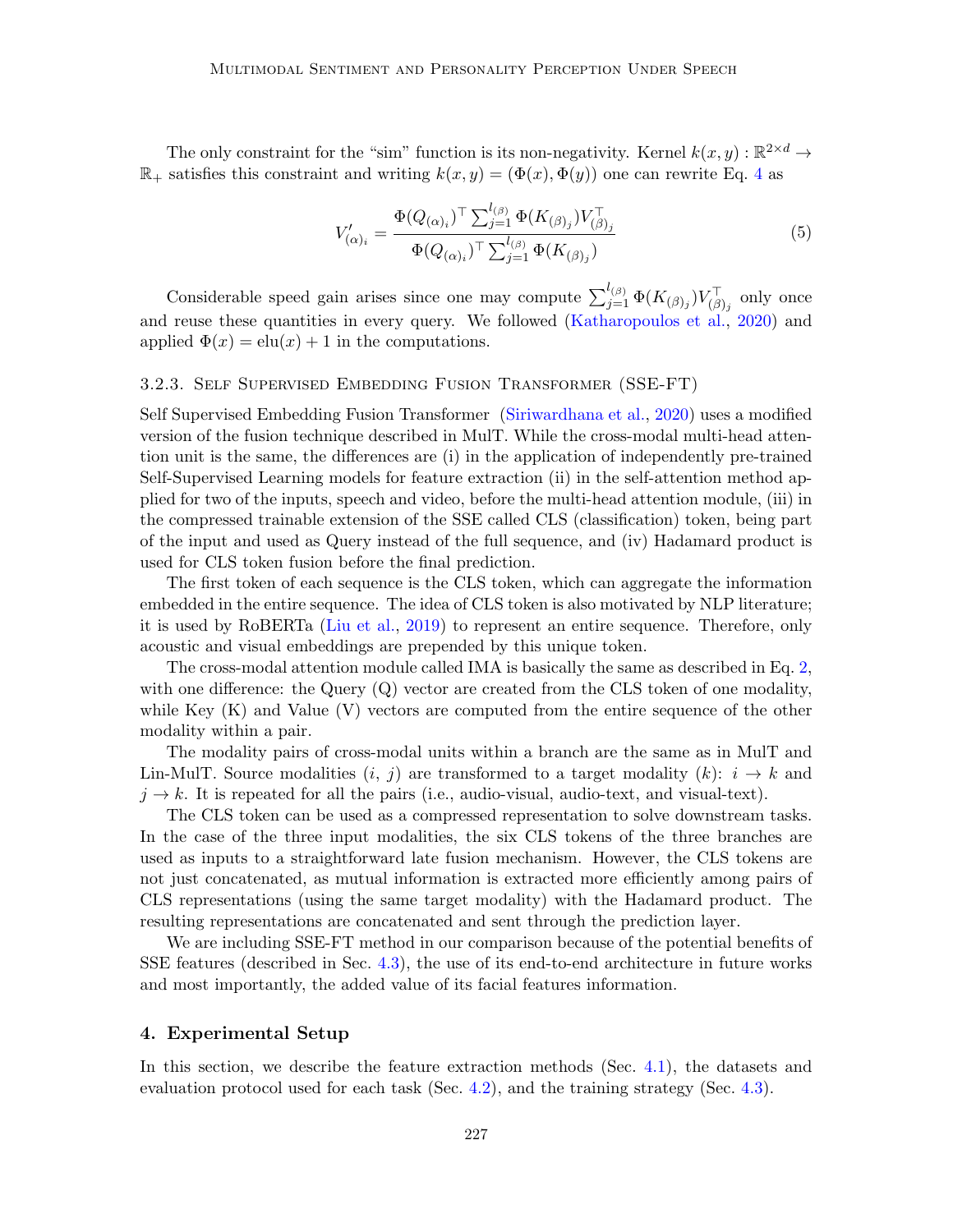The only constraint for the "sim" function is its non-negativity. Kernel $k(x, y) : \mathbb{R}^{2\times d} \to \mathbb{R}_+$ satisfies this constraint and writing $k(x, y) = (\Phi(x), \Phi(y))$ one can rewrite Eq. 4 as

$$V'_{(\alpha)_i} = \frac{\Phi(Q_{(\alpha)_i})^\top \sum_{j=1}^{l_{(\beta)}} \Phi(K_{(\beta)_j}) V_{(\beta)_j}^\top}{\Phi(Q_{(\alpha)_i})^\top \sum_{j=1}^{l_{(\beta)}} \Phi(K_{(\beta)_j})} \tag{5}$$

Considerable speed gain arises since one may compute $\sum_{j=1}^{l_{(\beta)}} \Phi(K_{(\beta)_j}) V_{(\beta)_j}^\top$ only once and reuse these quantities in every query. We followed (Katharopoulos et al., 2020) and applied $\Phi(x) = \text{elu}(x) + 1$ in the computations.

### 3.2.3. Self Supervised Embedding Fusion Transformer (SSE-FT)

Self Supervised Embedding Fusion Transformer (Siriwardhana et al., 2020) uses a modified version of the fusion technique described in MulT. While the cross-modal multi-head attention unit is the same, the differences are (i) in the application of independently pre-trained Self-Supervised Learning models for feature extraction (ii) in the self-attention method applied for two of the inputs, speech and video, before the multi-head attention module, (iii) in the compressed trainable extension of the SSE called CLS (classification) token, being part of the input and used as Query instead of the full sequence, and (iv) Hadamard product is used for CLS token fusion before the final prediction.

The first token of each sequence is the CLS token, which can aggregate the information embedded in the entire sequence. The idea of CLS token is also motivated by NLP literature; it is used by RoBERTa (Liu et al., 2019) to represent an entire sequence. Therefore, only acoustic and visual embeddings are prepended by this unique token.

The cross-modal attention module called IMA is basically the same as described in Eq. 2, with one difference: the Query (Q) vector are created from the CLS token of one modality, while Key (K) and Value (V) vectors are computed from the entire sequence of the other modality within a pair.

The modality pairs of cross-modal units within a branch are the same as in MulT and Lin-MulT. Source modalities ($i$, $j$) are transformed to a target modality ($k$): $i \to k$ and $j \to k$. It is repeated for all the pairs (i.e., audio-visual, audio-text, and visual-text).

The CLS token can be used as a compressed representation to solve downstream tasks. In the case of the three input modalities, the six CLS tokens of the three branches are used as inputs to a straightforward late fusion mechanism. However, the CLS tokens are not just concatenated, as mutual information is extracted more efficiently among pairs of CLS representations (using the same target modality) with the Hadamard product. The resulting representations are concatenated and sent through the prediction layer.

We are including SSE-FT method in our comparison because of the potential benefits of SSE features (described in Sec. 4.3), the use of its end-to-end architecture in future works and most importantly, the added value of its facial features information.

## 4. Experimental Setup

In this section, we describe the feature extraction methods (Sec. 4.1), the datasets and evaluation protocol used for each task (Sec. 4.2), and the training strategy (Sec. 4.3).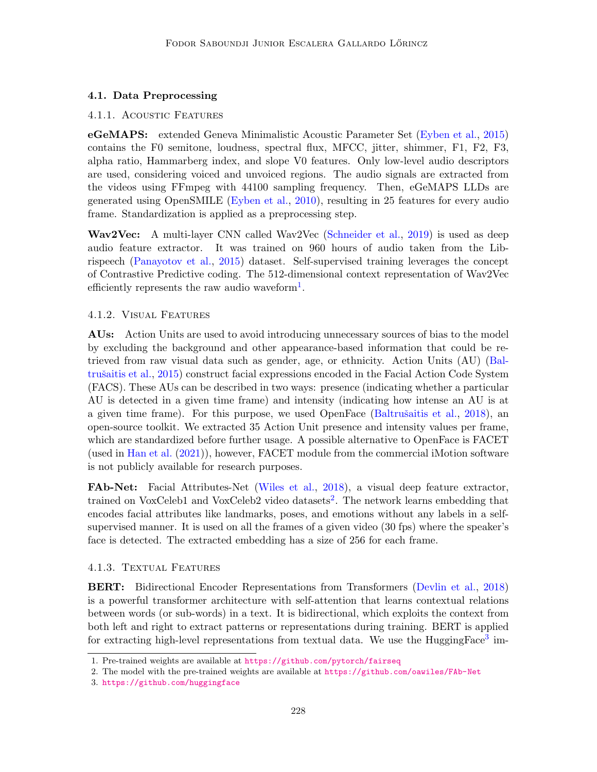### 4.1. Data Preprocessing

#### 4.1.1. Acoustic Features

**eGeMAPS:** extended Geneva Minimalistic Acoustic Parameter Set (Eyben et al., 2015) contains the F0 semitone, loudness, spectral flux, MFCC, jitter, shimmer, F1, F2, F3, alpha ratio, Hammarberg index, and slope V0 features. Only low-level audio descriptors are used, considering voiced and unvoiced regions. The audio signals are extracted from the videos using FFmpeg with 44100 sampling frequency. Then, eGeMAPS LLDs are generated using OpenSMILE (Eyben et al., 2010), resulting in 25 features for every audio frame. Standardization is applied as a preprocessing step.

**Wav2Vec:** A multi-layer CNN called Wav2Vec (Schneider et al., 2019) is used as deep audio feature extractor. It was trained on 960 hours of audio taken from the Librispeech (Panayotov et al., 2015) dataset. Self-supervised training leverages the concept of Contrastive Predictive coding. The 512-dimensional context representation of Wav2Vec efficiently represents the raw audio waveform[1].

#### 4.1.2. Visual Features

**AUs:** Action Units are used to avoid introducing unnecessary sources of bias to the model by excluding the background and other appearance-based information that could be retrieved from raw visual data such as gender, age, or ethnicity. Action Units (AU) (Baltrušaitis et al., 2015) construct facial expressions encoded in the Facial Action Code System (FACS). These AUs can be described in two ways: presence (indicating whether a particular AU is detected in a given time frame) and intensity (indicating how intense an AU is at a given time frame). For this purpose, we used OpenFace (Baltrušaitis et al., 2018), an open-source toolkit. We extracted 35 Action Unit presence and intensity values per frame, which are standardized before further usage. A possible alternative to OpenFace is FACET (used in Han et al. (2021)), however, FACET module from the commercial iMotion software is not publicly available for research purposes.

**FAb-Net:** Facial Attributes-Net (Wiles et al., 2018), a visual deep feature extractor, trained on VoxCeleb1 and VoxCeleb2 video datasets[2]. The network learns embedding that encodes facial attributes like landmarks, poses, and emotions without any labels in a self-supervised manner. It is used on all the frames of a given video (30 fps) where the speaker's face is detected. The extracted embedding has a size of 256 for each frame.

#### 4.1.3. Textual Features

**BERT:** Bidirectional Encoder Representations from Transformers (Devlin et al., 2018) is a powerful transformer architecture with self-attention that learns contextual relations between words (or sub-words) in a text. It is bidirectional, which exploits the context from both left and right to extract patterns or representations during training. BERT is applied for extracting high-level representations from textual data. We use the HuggingFace[3] im-

1. Pre-trained weights are available at https://github.com/pytorch/fairseq
2. The model with the pre-trained weights are available at https://github.com/oawiles/FAb-Net
3. https://github.com/huggingface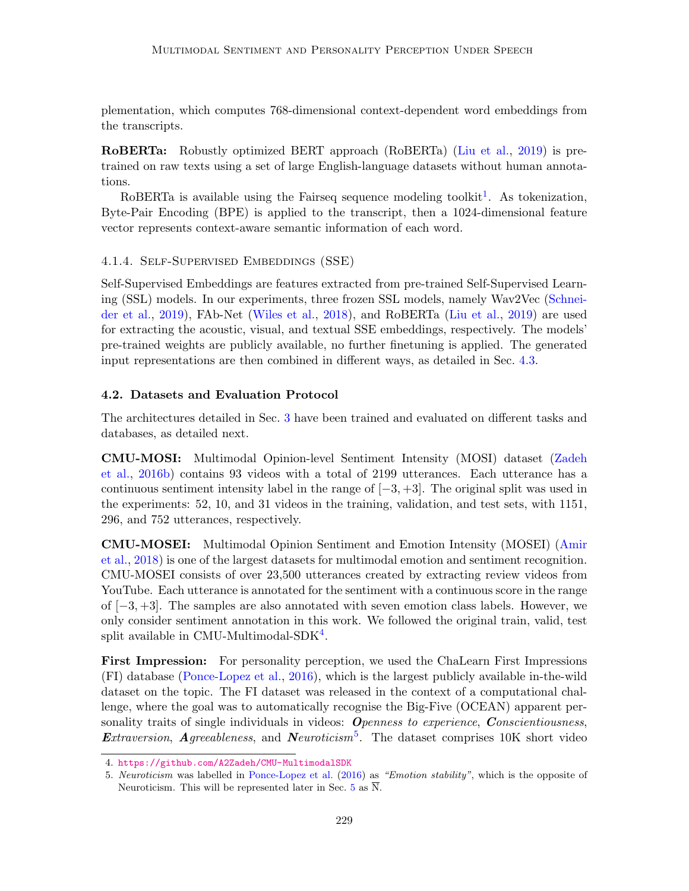plementation, which computes 768-dimensional context-dependent word embeddings from the transcripts.

**RoBERTa:** Robustly optimized BERT approach (RoBERTa) (Liu et al., 2019) is pre-trained on raw texts using a set of large English-language datasets without human annotations.

RoBERTa is available using the Fairseq sequence modeling toolkit[1]. As tokenization, Byte-Pair Encoding (BPE) is applied to the transcript, then a 1024-dimensional feature vector represents context-aware semantic information of each word.

#### 4.1.4. Self-Supervised Embeddings (SSE)

Self-Supervised Embeddings are features extracted from pre-trained Self-Supervised Learning (SSL) models. In our experiments, three frozen SSL models, namely Wav2Vec (Schneider et al., 2019), FAb-Net (Wiles et al., 2018), and RoBERTa (Liu et al., 2019) are used for extracting the acoustic, visual, and textual SSE embeddings, respectively. The models' pre-trained weights are publicly available, no further finetuning is applied. The generated input representations are then combined in different ways, as detailed in Sec. 4.3.

### 4.2. Datasets and Evaluation Protocol

The architectures detailed in Sec. 3 have been trained and evaluated on different tasks and databases, as detailed next.

**CMU-MOSI:** Multimodal Opinion-level Sentiment Intensity (MOSI) dataset (Zadeh et al., 2016b) contains 93 videos with a total of 2199 utterances. Each utterance has a continuous sentiment intensity label in the range of $[-3, +3]$. The original split was used in the experiments: 52, 10, and 31 videos in the training, validation, and test sets, with 1151, 296, and 752 utterances, respectively.

**CMU-MOSEI:** Multimodal Opinion Sentiment and Emotion Intensity (MOSEI) (Amir et al., 2018) is one of the largest datasets for multimodal emotion and sentiment recognition. CMU-MOSEI consists of over 23,500 utterances created by extracting review videos from YouTube. Each utterance is annotated for the sentiment with a continuous score in the range of $[-3, +3]$. The samples are also annotated with seven emotion class labels. However, we only consider sentiment annotation in this work. We followed the original train, valid, test split available in CMU-Multimodal-SDK[4].

**First Impression:** For personality perception, we used the ChaLearn First Impressions (FI) database (Ponce-Lopez et al., 2016), which is the largest publicly available in-the-wild dataset on the topic. The FI dataset was released in the context of a computational challenge, where the goal was to automatically recognise the Big-Five (OCEAN) apparent personality traits of single individuals in videos: ***O****penness to experience*, ***C****onscientiousness*, ***E****xtraversion*, ***A****greeableness*, and ***N****euroticism*[5]. The dataset comprises 10K short video

4. https://github.com/A2Zadeh/CMU-MultimodalSDK

5. *Neuroticism* was labelled in Ponce-Lopez et al. (2016) as *"Emotion stability"*, which is the opposite of Neuroticism. This will be represented later in Sec. 5 as $\overline{\text{N}}$.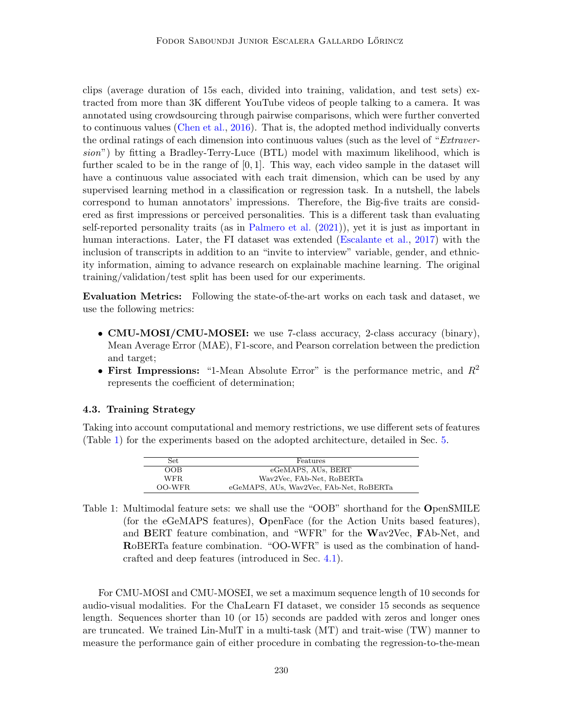clips (average duration of 15s each, divided into training, validation, and test sets) extracted from more than 3K different YouTube videos of people talking to a camera. It was annotated using crowdsourcing through pairwise comparisons, which were further converted to continuous values (Chen et al., 2016). That is, the adopted method individually converts the ordinal ratings of each dimension into continuous values (such as the level of "*Extraversion*") by fitting a Bradley-Terry-Luce (BTL) model with maximum likelihood, which is further scaled to be in the range of $[0, 1]$. This way, each video sample in the dataset will have a continuous value associated with each trait dimension, which can be used by any supervised learning method in a classification or regression task. In a nutshell, the labels correspond to human annotators' impressions. Therefore, the Big-five traits are considered as first impressions or perceived personalities. This is a different task than evaluating self-reported personality traits (as in Palmero et al. (2021)), yet it is just as important in human interactions. Later, the FI dataset was extended (Escalante et al., 2017) with the inclusion of transcripts in addition to an "invite to interview" variable, gender, and ethnicity information, aiming to advance research on explainable machine learning. The original training/validation/test split has been used for our experiments.

**Evaluation Metrics:** Following the state-of-the-art works on each task and dataset, we use the following metrics:

- **CMU-MOSI/CMU-MOSEI:** we use 7-class accuracy, 2-class accuracy (binary), Mean Average Error (MAE), F1-score, and Pearson correlation between the prediction and target;
- **First Impressions:** "1-Mean Absolute Error" is the performance metric, and $R^2$ represents the coefficient of determination;

### 4.3. Training Strategy

Taking into account computational and memory restrictions, we use different sets of features (Table 1) for the experiments based on the adopted architecture, detailed in Sec. 5.

| Set | Features |
|---|---|
| OOB | eGeMAPS, AUs, BERT |
| WFR | Wav2Vec, FAb-Net, RoBERTa |
| OO-WFR | eGeMAPS, AUs, Wav2Vec, FAb-Net, RoBERTa |

Table 1: Multimodal feature sets: we shall use the "OOB" shorthand for the **O**penSMILE (for the eGeMAPS features), **O**penFace (for the Action Units based features), and **B**ERT feature combination, and "WFR" for the **W**av2Vec, **F**Ab-Net, and **R**oBERTa feature combination. "OO-WFR" is used as the combination of handcrafted and deep features (introduced in Sec. 4.1).

For CMU-MOSI and CMU-MOSEI, we set a maximum sequence length of 10 seconds for audio-visual modalities. For the ChaLearn FI dataset, we consider 15 seconds as sequence length. Sequences shorter than 10 (or 15) seconds are padded with zeros and longer ones are truncated. We trained Lin-MulT in a multi-task (MT) and trait-wise (TW) manner to measure the performance gain of either procedure in combating the regression-to-the-mean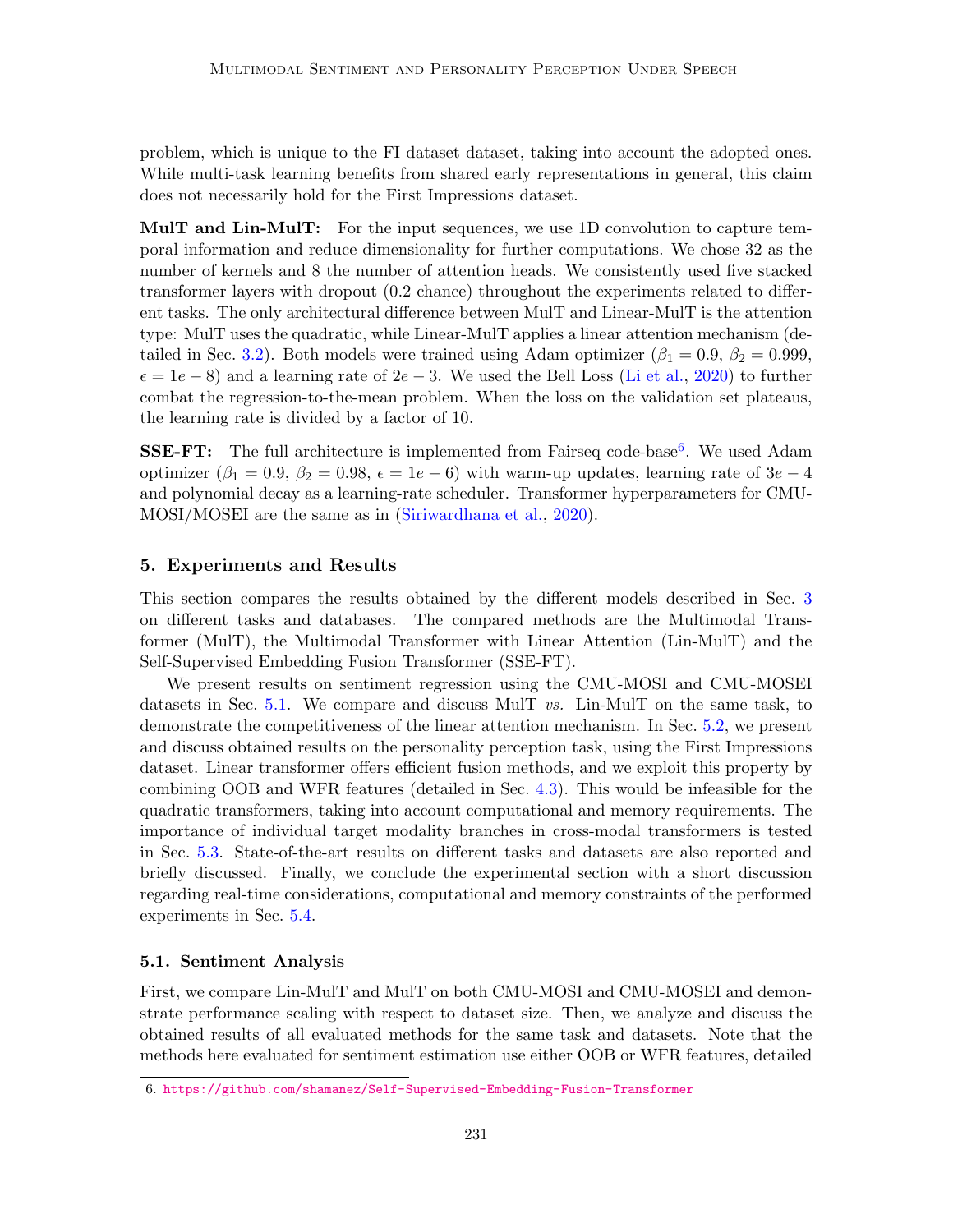problem, which is unique to the FI dataset dataset, taking into account the adopted ones. While multi-task learning benefits from shared early representations in general, this claim does not necessarily hold for the First Impressions dataset.

**MulT and Lin-MulT:** For the input sequences, we use 1D convolution to capture temporal information and reduce dimensionality for further computations. We chose 32 as the number of kernels and 8 the number of attention heads. We consistently used five stacked transformer layers with dropout (0.2 chance) throughout the experiments related to different tasks. The only architectural difference between MulT and Linear-MulT is the attention type: MulT uses the quadratic, while Linear-MulT applies a linear attention mechanism (detailed in Sec. 3.2). Both models were trained using Adam optimizer ($\beta_1 = 0.9$, $\beta_2 = 0.999$, $\epsilon = 1e-8$) and a learning rate of $2e-3$. We used the Bell Loss (Li et al., 2020) to further combat the regression-to-the-mean problem. When the loss on the validation set plateaus, the learning rate is divided by a factor of 10.

**SSE-FT:** The full architecture is implemented from Fairseq code-base[6]. We used Adam optimizer ($\beta_1 = 0.9$, $\beta_2 = 0.98$, $\epsilon = 1e-6$) with warm-up updates, learning rate of $3e-4$ and polynomial decay as a learning-rate scheduler. Transformer hyperparameters for CMU-MOSI/MOSEI are the same as in (Siriwardhana et al., 2020).

## 5. Experiments and Results

This section compares the results obtained by the different models described in Sec. 3 on different tasks and databases. The compared methods are the Multimodal Transformer (MulT), the Multimodal Transformer with Linear Attention (Lin-MulT) and the Self-Supervised Embedding Fusion Transformer (SSE-FT).

We present results on sentiment regression using the CMU-MOSI and CMU-MOSEI datasets in Sec. 5.1. We compare and discuss MulT *vs.* Lin-MulT on the same task, to demonstrate the competitiveness of the linear attention mechanism. In Sec. 5.2, we present and discuss obtained results on the personality perception task, using the First Impressions dataset. Linear transformer offers efficient fusion methods, and we exploit this property by combining OOB and WFR features (detailed in Sec. 4.3). This would be infeasible for the quadratic transformers, taking into account computational and memory requirements. The importance of individual target modality branches in cross-modal transformers is tested in Sec. 5.3. State-of-the-art results on different tasks and datasets are also reported and briefly discussed. Finally, we conclude the experimental section with a short discussion regarding real-time considerations, computational and memory constraints of the performed experiments in Sec. 5.4.

### 5.1. Sentiment Analysis

First, we compare Lin-MulT and MulT on both CMU-MOSI and CMU-MOSEI and demonstrate performance scaling with respect to dataset size. Then, we analyze and discuss the obtained results of all evaluated methods for the same task and datasets. Note that the methods here evaluated for sentiment estimation use either OOB or WFR features, detailed

6. https://github.com/shamanez/Self-Supervised-Embedding-Fusion-Transformer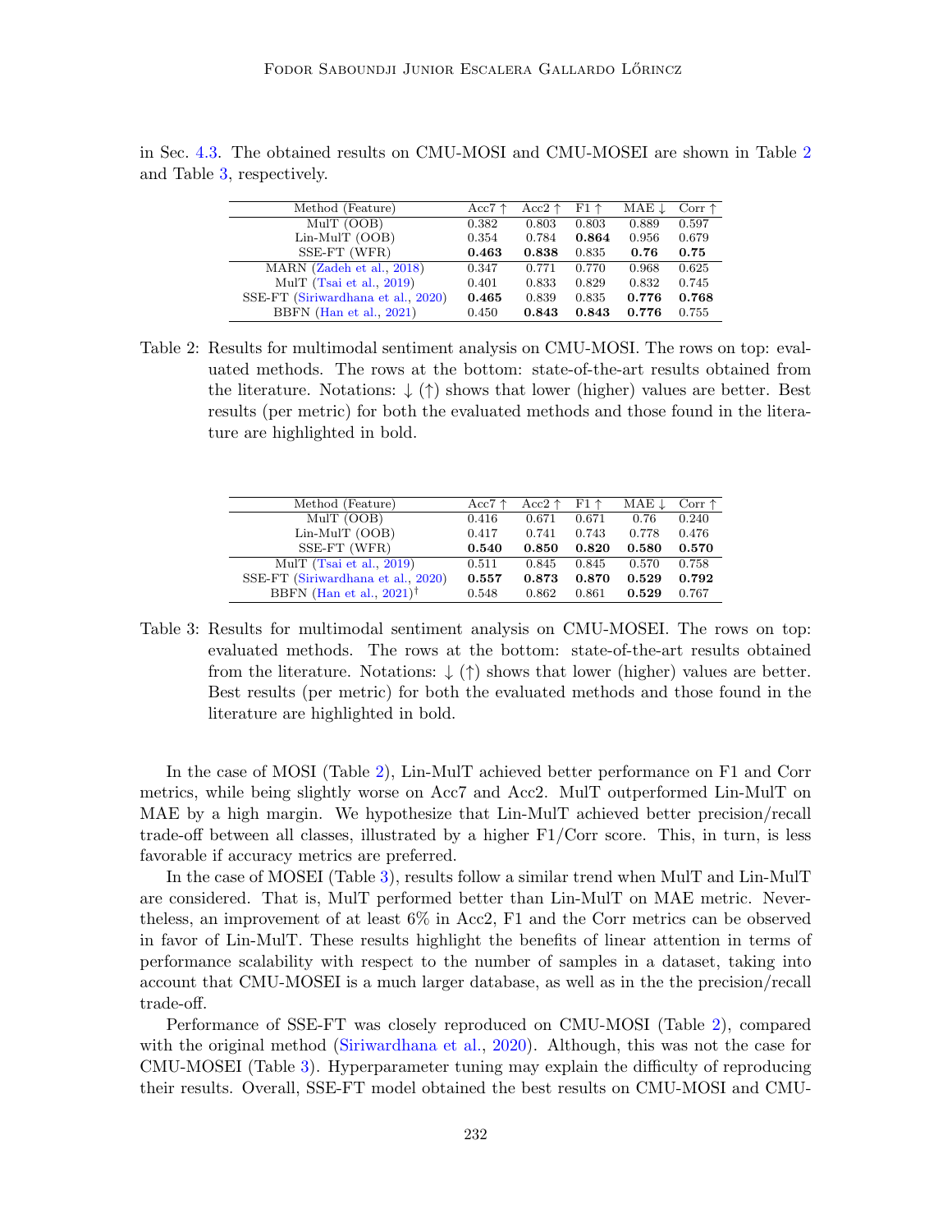in Sec. 4.3. The obtained results on CMU-MOSI and CMU-MOSEI are shown in Table 2 and Table 3, respectively.

| Method (Feature) | Acc7 ↑ | Acc2 ↑ | F1 ↑ | MAE ↓ | Corr ↑ |
|---|---|---|---|---|---|
| MulT (OOB) | 0.382 | 0.803 | 0.803 | 0.889 | 0.597 |
| Lin-MulT (OOB) | 0.354 | 0.784 | **0.864** | 0.956 | 0.679 |
| SSE-FT (WFR) | **0.463** | **0.838** | 0.835 | **0.76** | **0.75** |
| MARN (Zadeh et al., 2018) | 0.347 | 0.771 | 0.770 | 0.968 | 0.625 |
| MulT (Tsai et al., 2019) | 0.401 | 0.833 | 0.829 | 0.832 | 0.745 |
| SSE-FT (Siriwardhana et al., 2020) | **0.465** | 0.839 | 0.835 | **0.776** | **0.768** |
| BBFN (Han et al., 2021) | 0.450 | **0.843** | **0.843** | **0.776** | 0.755 |

Table 2: Results for multimodal sentiment analysis on CMU-MOSI. The rows on top: evaluated methods. The rows at the bottom: state-of-the-art results obtained from the literature. Notations: ↓ (↑) shows that lower (higher) values are better. Best results (per metric) for both the evaluated methods and those found in the literature are highlighted in bold.

| Method (Feature) | Acc7 ↑ | Acc2 ↑ | F1 ↑ | MAE ↓ | Corr ↑ |
|---|---|---|---|---|---|
| MulT (OOB) | 0.416 | 0.671 | 0.671 | 0.76 | 0.240 |
| Lin-MulT (OOB) | 0.417 | 0.741 | 0.743 | 0.778 | 0.476 |
| SSE-FT (WFR) | **0.540** | **0.850** | **0.820** | **0.580** | **0.570** |
| MulT (Tsai et al., 2019) | 0.511 | 0.845 | 0.845 | 0.570 | 0.758 |
| SSE-FT (Siriwardhana et al., 2020) | **0.557** | **0.873** | **0.870** | 0.529 | **0.792** |
| BBFN (Han et al., 2021)† | 0.548 | 0.862 | 0.861 | **0.529** | 0.767 |

Table 3: Results for multimodal sentiment analysis on CMU-MOSEI. The rows on top: evaluated methods. The rows at the bottom: state-of-the-art results obtained from the literature. Notations: ↓ (↑) shows that lower (higher) values are better. Best results (per metric) for both the evaluated methods and those found in the literature are highlighted in bold.

In the case of MOSI (Table 2), Lin-MulT achieved better performance on F1 and Corr metrics, while being slightly worse on Acc7 and Acc2. MulT outperformed Lin-MulT on MAE by a high margin. We hypothesize that Lin-MulT achieved better precision/recall trade-off between all classes, illustrated by a higher F1/Corr score. This, in turn, is less favorable if accuracy metrics are preferred.

In the case of MOSEI (Table 3), results follow a similar trend when MulT and Lin-MulT are considered. That is, MulT performed better than Lin-MulT on MAE metric. Nevertheless, an improvement of at least 6% in Acc2, F1 and the Corr metrics can be observed in favor of Lin-MulT. These results highlight the benefits of linear attention in terms of performance scalability with respect to the number of samples in a dataset, taking into account that CMU-MOSEI is a much larger database, as well as in the the precision/recall trade-off.

Performance of SSE-FT was closely reproduced on CMU-MOSI (Table 2), compared with the original method (Siriwardhana et al., 2020). Although, this was not the case for CMU-MOSEI (Table 3). Hyperparameter tuning may explain the difficulty of reproducing their results. Overall, SSE-FT model obtained the best results on CMU-MOSI and CMU-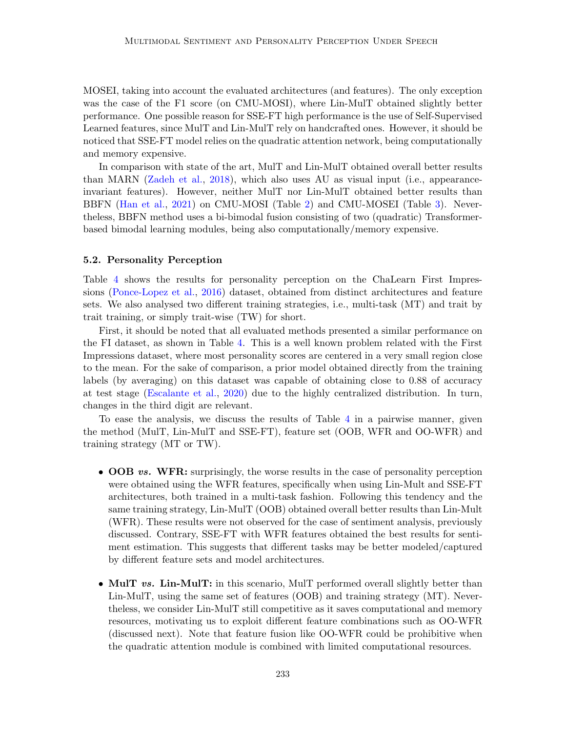MOSEI, taking into account the evaluated architectures (and features). The only exception was the case of the F1 score (on CMU-MOSI), where Lin-MulT obtained slightly better performance. One possible reason for SSE-FT high performance is the use of Self-Supervised Learned features, since MulT and Lin-MulT rely on handcrafted ones. However, it should be noticed that SSE-FT model relies on the quadratic attention network, being computationally and memory expensive.

In comparison with state of the art, MulT and Lin-MulT obtained overall better results than MARN (Zadeh et al., 2018), which also uses AU as visual input (i.e., appearance-invariant features). However, neither MulT nor Lin-MulT obtained better results than BBFN (Han et al., 2021) on CMU-MOSI (Table 2) and CMU-MOSEI (Table 3). Nevertheless, BBFN method uses a bi-bimodal fusion consisting of two (quadratic) Transformer-based bimodal learning modules, being also computationally/memory expensive.

### 5.2. Personality Perception

Table 4 shows the results for personality perception on the ChaLearn First Impressions (Ponce-Lopez et al., 2016) dataset, obtained from distinct architectures and feature sets. We also analysed two different training strategies, i.e., multi-task (MT) and trait by trait training, or simply trait-wise (TW) for short.

First, it should be noted that all evaluated methods presented a similar performance on the FI dataset, as shown in Table 4. This is a well known problem related with the First Impressions dataset, where most personality scores are centered in a very small region close to the mean. For the sake of comparison, a prior model obtained directly from the training labels (by averaging) on this dataset was capable of obtaining close to 0.88 of accuracy at test stage (Escalante et al., 2020) due to the highly centralized distribution. In turn, changes in the third digit are relevant.

To ease the analysis, we discuss the results of Table 4 in a pairwise manner, given the method (MulT, Lin-MulT and SSE-FT), feature set (OOB, WFR and OO-WFR) and training strategy (MT or TW).

- **OOB *vs.* WFR:** surprisingly, the worse results in the case of personality perception were obtained using the WFR features, specifically when using Lin-Mult and SSE-FT architectures, both trained in a multi-task fashion. Following this tendency and the same training strategy, Lin-MulT (OOB) obtained overall better results than Lin-Mult (WFR). These results were not observed for the case of sentiment analysis, previously discussed. Contrary, SSE-FT with WFR features obtained the best results for sentiment estimation. This suggests that different tasks may be better modeled/captured by different feature sets and model architectures.

- **MulT *vs.* Lin-MulT:** in this scenario, MulT performed overall slightly better than Lin-MulT, using the same set of features (OOB) and training strategy (MT). Nevertheless, we consider Lin-MulT still competitive as it saves computational and memory resources, motivating us to exploit different feature combinations such as OO-WFR (discussed next). Note that feature fusion like OO-WFR could be prohibitive when the quadratic attention module is combined with limited computational resources.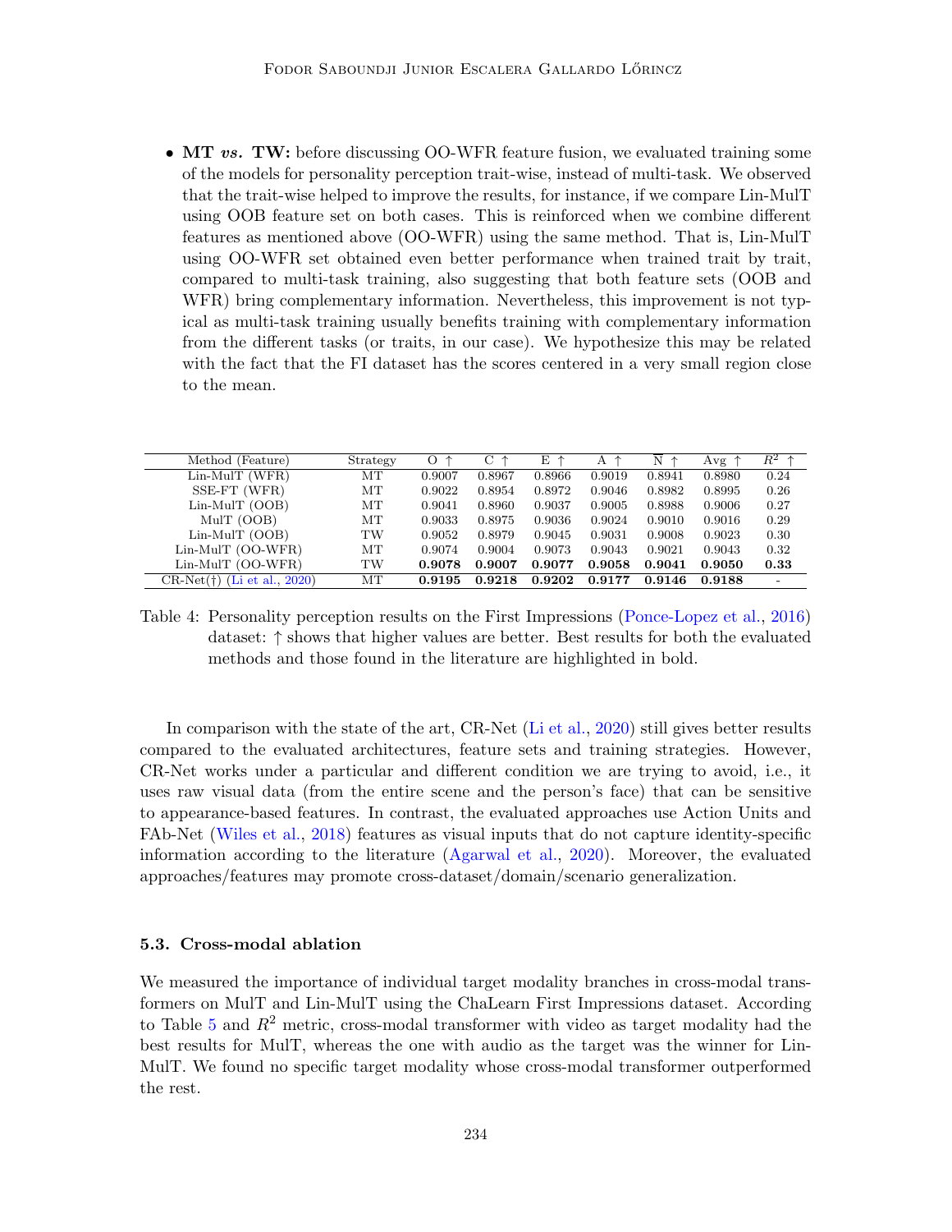- **MT *vs.* TW:** before discussing OO-WFR feature fusion, we evaluated training some of the models for personality perception trait-wise, instead of multi-task. We observed that the trait-wise helped to improve the results, for instance, if we compare Lin-MulT using OOB feature set on both cases. This is reinforced when we combine different features as mentioned above (OO-WFR) using the same method. That is, Lin-MulT using OO-WFR set obtained even better performance when trained trait by trait, compared to multi-task training, also suggesting that both feature sets (OOB and WFR) bring complementary information. Nevertheless, this improvement is not typical as multi-task training usually benefits training with complementary information from the different tasks (or traits, in our case). We hypothesize this may be related with the fact that the FI dataset has the scores centered in a very small region close to the mean.

| Method (Feature) | Strategy | O ↑ | C ↑ | E ↑ | A ↑ | N ↑ | Avg ↑ | $R^2$ ↑ |
|---|---|---|---|---|---|---|---|---|
| Lin-MulT (WFR) | MT | 0.9007 | 0.8967 | 0.8966 | 0.9019 | 0.8941 | 0.8980 | 0.24 |
| SSE-FT (WFR) | MT | 0.9022 | 0.8954 | 0.8972 | 0.9046 | 0.8982 | 0.8995 | 0.26 |
| Lin-MulT (OOB) | MT | 0.9041 | 0.8960 | 0.9037 | 0.9005 | 0.8988 | 0.9006 | 0.27 |
| MulT (OOB) | MT | 0.9033 | 0.8975 | 0.9036 | 0.9024 | 0.9010 | 0.9016 | 0.29 |
| Lin-MulT (OOB) | TW | 0.9052 | 0.8979 | 0.9045 | 0.9031 | 0.9008 | 0.9023 | 0.30 |
| Lin-MulT (OO-WFR) | MT | 0.9074 | 0.9004 | 0.9073 | 0.9043 | 0.9021 | 0.9043 | 0.32 |
| Lin-MulT (OO-WFR) | TW | **0.9078** | **0.9007** | **0.9077** | **0.9058** | **0.9041** | **0.9050** | **0.33** |
| CR-Net(†) (Li et al., 2020) | MT | **0.9195** | **0.9218** | **0.9202** | **0.9177** | **0.9146** | **0.9188** | - |

Table 4: Personality perception results on the First Impressions (Ponce-Lopez et al., 2016) dataset: ↑ shows that higher values are better. Best results for both the evaluated methods and those found in the literature are highlighted in bold.

In comparison with the state of the art, CR-Net (Li et al., 2020) still gives better results compared to the evaluated architectures, feature sets and training strategies. However, CR-Net works under a particular and different condition we are trying to avoid, i.e., it uses raw visual data (from the entire scene and the person's face) that can be sensitive to appearance-based features. In contrast, the evaluated approaches use Action Units and FAb-Net (Wiles et al., 2018) features as visual inputs that do not capture identity-specific information according to the literature (Agarwal et al., 2020). Moreover, the evaluated approaches/features may promote cross-dataset/domain/scenario generalization.

### 5.3. Cross-modal ablation

We measured the importance of individual target modality branches in cross-modal transformers on MulT and Lin-MulT using the ChaLearn First Impressions dataset. According to Table 5 and $R^2$ metric, cross-modal transformer with video as target modality had the best results for MulT, whereas the one with audio as the target was the winner for Lin-MulT. We found no specific target modality whose cross-modal transformer outperformed the rest.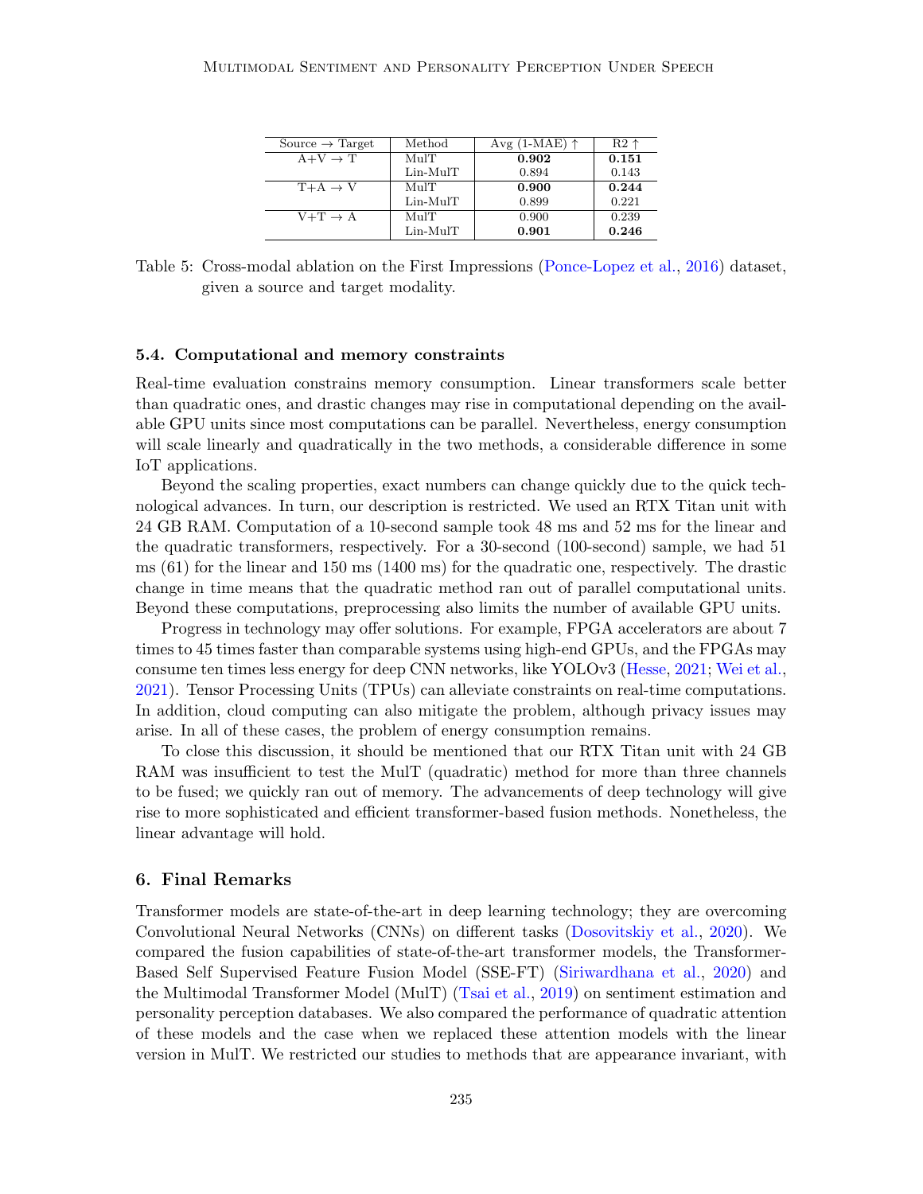| Source → Target | Method | Avg (1-MAE) ↑ | R2 ↑ |
|---|---|---|---|
| A+V → T | MulT | **0.902** | **0.151** |
| | Lin-MulT | 0.894 | 0.143 |
| T+A → V | MulT | **0.900** | **0.244** |
| | Lin-MulT | 0.899 | 0.221 |
| V+T → A | MulT | 0.900 | 0.239 |
| | Lin-MulT | **0.901** | **0.246** |

Table 5: Cross-modal ablation on the First Impressions (Ponce-Lopez et al., 2016) dataset, given a source and target modality.

### 5.4. Computational and memory constraints

Real-time evaluation constrains memory consumption. Linear transformers scale better than quadratic ones, and drastic changes may rise in computational depending on the available GPU units since most computations can be parallel. Nevertheless, energy consumption will scale linearly and quadratically in the two methods, a considerable difference in some IoT applications.

Beyond the scaling properties, exact numbers can change quickly due to the quick technological advances. In turn, our description is restricted. We used an RTX Titan unit with 24 GB RAM. Computation of a 10-second sample took 48 ms and 52 ms for the linear and the quadratic transformers, respectively. For a 30-second (100-second) sample, we had 51 ms (61) for the linear and 150 ms (1400 ms) for the quadratic one, respectively. The drastic change in time means that the quadratic method ran out of parallel computational units. Beyond these computations, preprocessing also limits the number of available GPU units.

Progress in technology may offer solutions. For example, FPGA accelerators are about 7 times to 45 times faster than comparable systems using high-end GPUs, and the FPGAs may consume ten times less energy for deep CNN networks, like YOLOv3 (Hesse, 2021; Wei et al., 2021). Tensor Processing Units (TPUs) can alleviate constraints on real-time computations. In addition, cloud computing can also mitigate the problem, although privacy issues may arise. In all of these cases, the problem of energy consumption remains.

To close this discussion, it should be mentioned that our RTX Titan unit with 24 GB RAM was insufficient to test the MulT (quadratic) method for more than three channels to be fused; we quickly ran out of memory. The advancements of deep technology will give rise to more sophisticated and efficient transformer-based fusion methods. Nonetheless, the linear advantage will hold.

## 6. Final Remarks

Transformer models are state-of-the-art in deep learning technology; they are overcoming Convolutional Neural Networks (CNNs) on different tasks (Dosovitskiy et al., 2020). We compared the fusion capabilities of state-of-the-art transformer models, the Transformer-Based Self Supervised Feature Fusion Model (SSE-FT) (Siriwardhana et al., 2020) and the Multimodal Transformer Model (MulT) (Tsai et al., 2019) on sentiment estimation and personality perception databases. We also compared the performance of quadratic attention of these models and the case when we replaced these attention models with the linear version in MulT. We restricted our studies to methods that are appearance invariant, with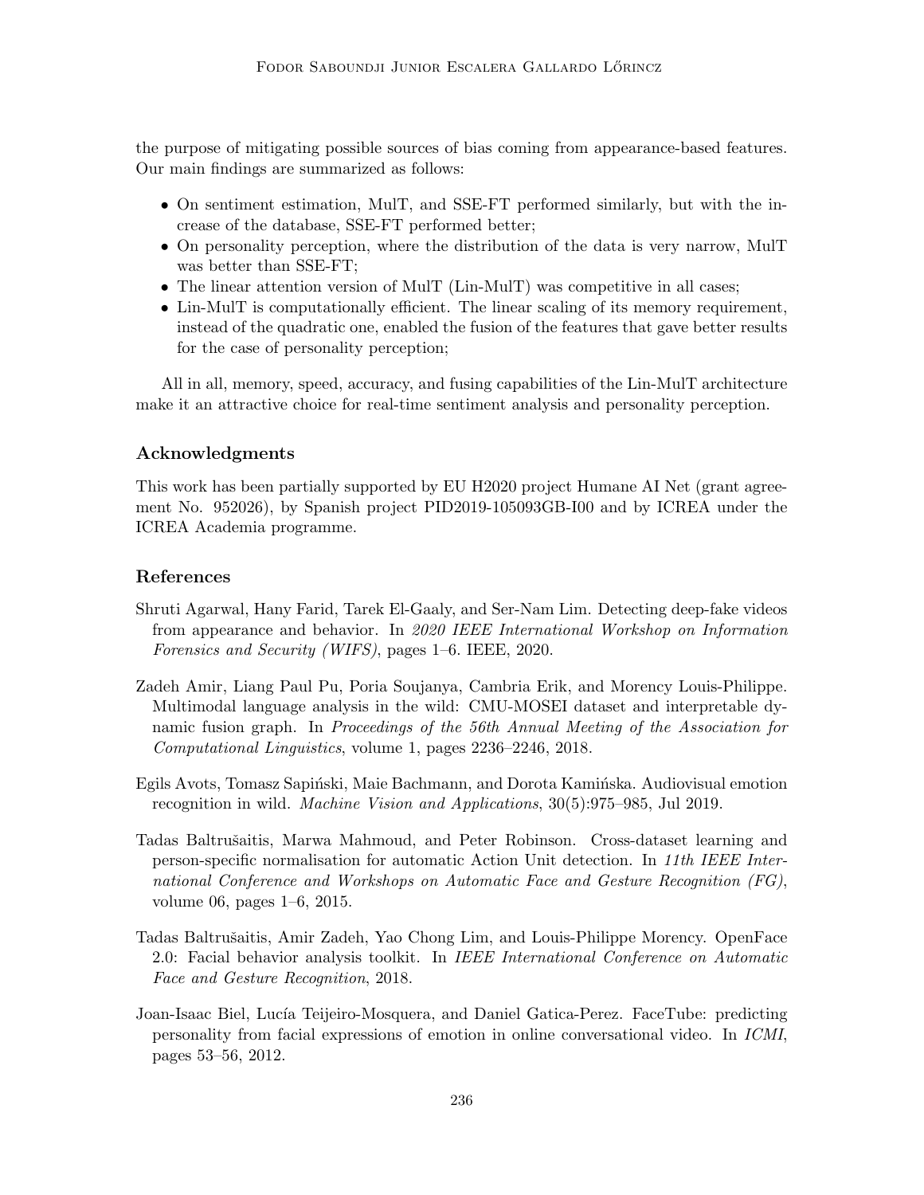the purpose of mitigating possible sources of bias coming from appearance-based features. Our main findings are summarized as follows:

- On sentiment estimation, MulT, and SSE-FT performed similarly, but with the increase of the database, SSE-FT performed better;
- On personality perception, where the distribution of the data is very narrow, MulT was better than SSE-FT;
- The linear attention version of MulT (Lin-MulT) was competitive in all cases;
- Lin-MulT is computationally efficient. The linear scaling of its memory requirement, instead of the quadratic one, enabled the fusion of the features that gave better results for the case of personality perception;

All in all, memory, speed, accuracy, and fusing capabilities of the Lin-MulT architecture make it an attractive choice for real-time sentiment analysis and personality perception.

## Acknowledgments

This work has been partially supported by EU H2020 project Humane AI Net (grant agreement No. 952026), by Spanish project PID2019-105093GB-I00 and by ICREA under the ICREA Academia programme.

## References

Shruti Agarwal, Hany Farid, Tarek El-Gaaly, and Ser-Nam Lim. Detecting deep-fake videos from appearance and behavior. In *2020 IEEE International Workshop on Information Forensics and Security (WIFS)*, pages 1–6. IEEE, 2020.

Zadeh Amir, Liang Paul Pu, Poria Soujanya, Cambria Erik, and Morency Louis-Philippe. Multimodal language analysis in the wild: CMU-MOSEI dataset and interpretable dynamic fusion graph. In *Proceedings of the 56th Annual Meeting of the Association for Computational Linguistics*, volume 1, pages 2236–2246, 2018.

Egils Avots, Tomasz Sapiński, Maie Bachmann, and Dorota Kamińska. Audiovisual emotion recognition in wild. *Machine Vision and Applications*, 30(5):975–985, Jul 2019.

Tadas Baltrušaitis, Marwa Mahmoud, and Peter Robinson. Cross-dataset learning and person-specific normalisation for automatic Action Unit detection. In *11th IEEE International Conference and Workshops on Automatic Face and Gesture Recognition (FG)*, volume 06, pages 1–6, 2015.

Tadas Baltrušaitis, Amir Zadeh, Yao Chong Lim, and Louis-Philippe Morency. OpenFace 2.0: Facial behavior analysis toolkit. In *IEEE International Conference on Automatic Face and Gesture Recognition*, 2018.

Joan-Isaac Biel, Lucía Teijeiro-Mosquera, and Daniel Gatica-Perez. FaceTube: predicting personality from facial expressions of emotion in online conversational video. In *ICMI*, pages 53–56, 2012.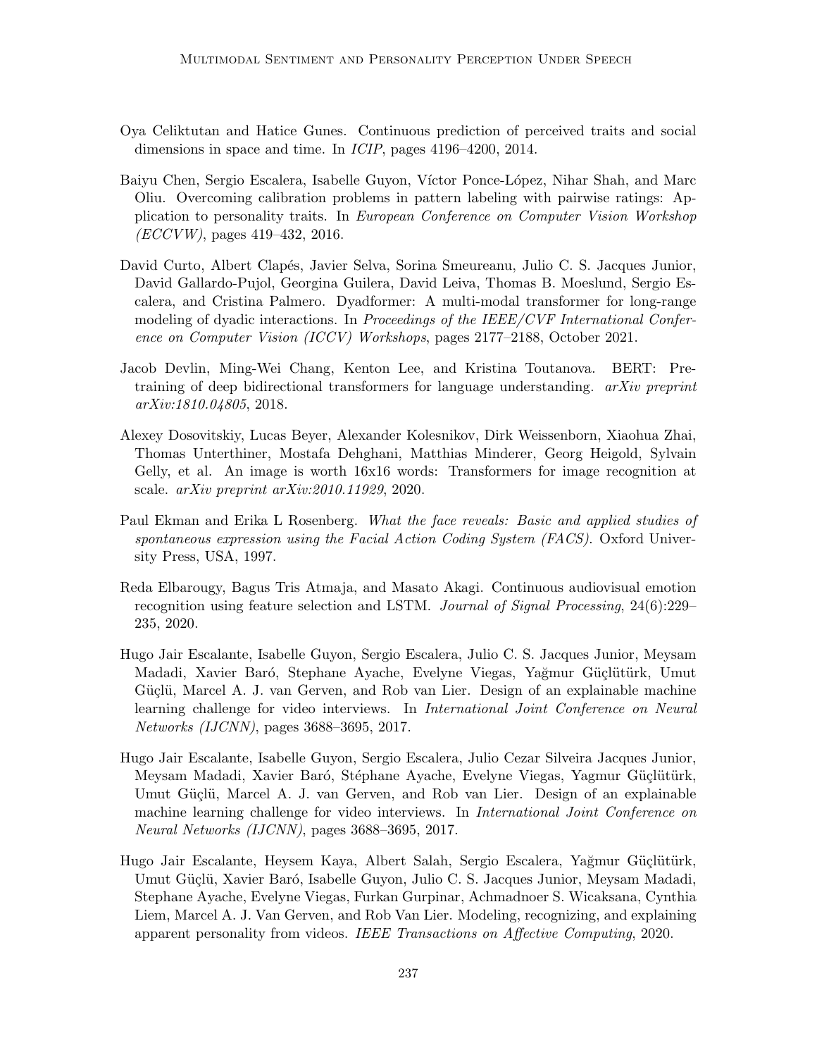Oya Celiktutan and Hatice Gunes. Continuous prediction of perceived traits and social dimensions in space and time. In *ICIP*, pages 4196–4200, 2014.

Baiyu Chen, Sergio Escalera, Isabelle Guyon, Víctor Ponce-López, Nihar Shah, and Marc Oliu. Overcoming calibration problems in pattern labeling with pairwise ratings: Application to personality traits. In *European Conference on Computer Vision Workshop (ECCVW)*, pages 419–432, 2016.

David Curto, Albert Clapés, Javier Selva, Sorina Smeureanu, Julio C. S. Jacques Junior, David Gallardo-Pujol, Georgina Guilera, David Leiva, Thomas B. Moeslund, Sergio Escalera, and Cristina Palmero. Dyadformer: A multi-modal transformer for long-range modeling of dyadic interactions. In *Proceedings of the IEEE/CVF International Conference on Computer Vision (ICCV) Workshops*, pages 2177–2188, October 2021.

Jacob Devlin, Ming-Wei Chang, Kenton Lee, and Kristina Toutanova. BERT: Pre-training of deep bidirectional transformers for language understanding. *arXiv preprint arXiv:1810.04805*, 2018.

Alexey Dosovitskiy, Lucas Beyer, Alexander Kolesnikov, Dirk Weissenborn, Xiaohua Zhai, Thomas Unterthiner, Mostafa Dehghani, Matthias Minderer, Georg Heigold, Sylvain Gelly, et al. An image is worth 16x16 words: Transformers for image recognition at scale. *arXiv preprint arXiv:2010.11929*, 2020.

Paul Ekman and Erika L Rosenberg. *What the face reveals: Basic and applied studies of spontaneous expression using the Facial Action Coding System (FACS)*. Oxford University Press, USA, 1997.

Reda Elbarougy, Bagus Tris Atmaja, and Masato Akagi. Continuous audiovisual emotion recognition using feature selection and LSTM. *Journal of Signal Processing*, 24(6):229–235, 2020.

Hugo Jair Escalante, Isabelle Guyon, Sergio Escalera, Julio C. S. Jacques Junior, Meysam Madadi, Xavier Baró, Stephane Ayache, Evelyne Viegas, Yağmur Güçlütürk, Umut Güçlü, Marcel A. J. van Gerven, and Rob van Lier. Design of an explainable machine learning challenge for video interviews. In *International Joint Conference on Neural Networks (IJCNN)*, pages 3688–3695, 2017.

Hugo Jair Escalante, Isabelle Guyon, Sergio Escalera, Julio Cezar Silveira Jacques Junior, Meysam Madadi, Xavier Baró, Stéphane Ayache, Evelyne Viegas, Yagmur Güçlütürk, Umut Güçlü, Marcel A. J. van Gerven, and Rob van Lier. Design of an explainable machine learning challenge for video interviews. In *International Joint Conference on Neural Networks (IJCNN)*, pages 3688–3695, 2017.

Hugo Jair Escalante, Heysem Kaya, Albert Salah, Sergio Escalera, Yağmur Güçlütürk, Umut Güçlü, Xavier Baró, Isabelle Guyon, Julio C. S. Jacques Junior, Meysam Madadi, Stephane Ayache, Evelyne Viegas, Furkan Gurpinar, Achmadnoer S. Wicaksana, Cynthia Liem, Marcel A. J. Van Gerven, and Rob Van Lier. Modeling, recognizing, and explaining apparent personality from videos. *IEEE Transactions on Affective Computing*, 2020.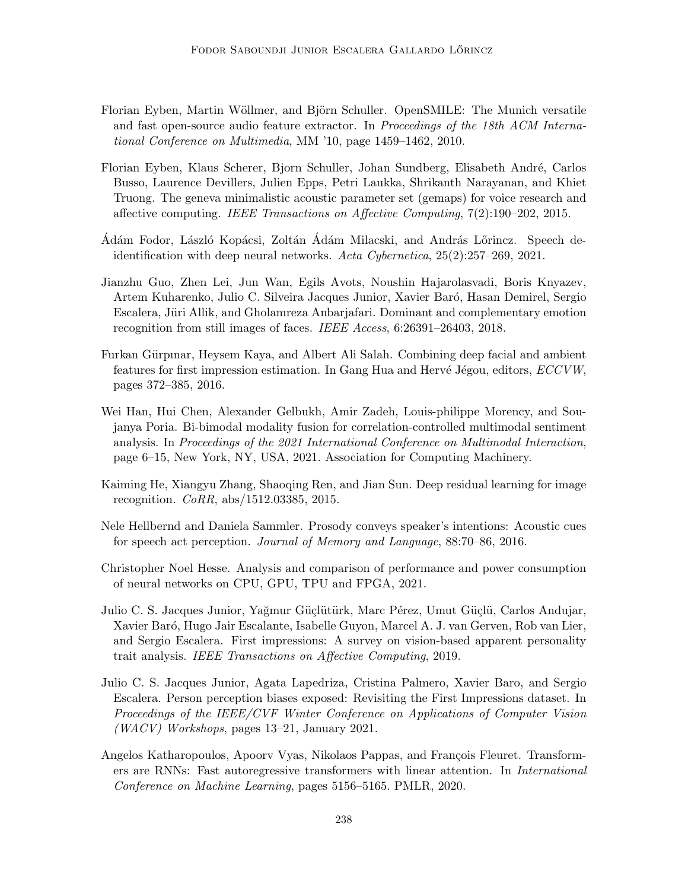Florian Eyben, Martin Wöllmer, and Björn Schuller. OpenSMILE: The Munich versatile and fast open-source audio feature extractor. In *Proceedings of the 18th ACM International Conference on Multimedia*, MM '10, page 1459–1462, 2010.

Florian Eyben, Klaus Scherer, Bjorn Schuller, Johan Sundberg, Elisabeth André, Carlos Busso, Laurence Devillers, Julien Epps, Petri Laukka, Shrikanth Narayanan, and Khiet Truong. The geneva minimalistic acoustic parameter set (gemaps) for voice research and affective computing. *IEEE Transactions on Affective Computing*, 7(2):190–202, 2015.

Ádám Fodor, László Kopácsi, Zoltán Ádám Milacski, and András Lőrincz. Speech deidentification with deep neural networks. *Acta Cybernetica*, 25(2):257–269, 2021.

Jianzhu Guo, Zhen Lei, Jun Wan, Egils Avots, Noushin Hajarolasvadi, Boris Knyazev, Artem Kuharenko, Julio C. Silveira Jacques Junior, Xavier Baró, Hasan Demirel, Sergio Escalera, Jüri Allik, and Gholamreza Anbarjafari. Dominant and complementary emotion recognition from still images of faces. *IEEE Access*, 6:26391–26403, 2018.

Furkan Gürpınar, Heysem Kaya, and Albert Ali Salah. Combining deep facial and ambient features for first impression estimation. In Gang Hua and Hervé Jégou, editors, *ECCVW*, pages 372–385, 2016.

Wei Han, Hui Chen, Alexander Gelbukh, Amir Zadeh, Louis-philippe Morency, and Soujanya Poria. Bi-bimodal modality fusion for correlation-controlled multimodal sentiment analysis. In *Proceedings of the 2021 International Conference on Multimodal Interaction*, page 6–15, New York, NY, USA, 2021. Association for Computing Machinery.

Kaiming He, Xiangyu Zhang, Shaoqing Ren, and Jian Sun. Deep residual learning for image recognition. *CoRR*, abs/1512.03385, 2015.

Nele Hellbernd and Daniela Sammler. Prosody conveys speaker's intentions: Acoustic cues for speech act perception. *Journal of Memory and Language*, 88:70–86, 2016.

Christopher Noel Hesse. Analysis and comparison of performance and power consumption of neural networks on CPU, GPU, TPU and FPGA, 2021.

Julio C. S. Jacques Junior, Yağmur Güçlütürk, Marc Pérez, Umut Güçlü, Carlos Andujar, Xavier Baró, Hugo Jair Escalante, Isabelle Guyon, Marcel A. J. van Gerven, Rob van Lier, and Sergio Escalera. First impressions: A survey on vision-based apparent personality trait analysis. *IEEE Transactions on Affective Computing*, 2019.

Julio C. S. Jacques Junior, Agata Lapedriza, Cristina Palmero, Xavier Baro, and Sergio Escalera. Person perception biases exposed: Revisiting the First Impressions dataset. In *Proceedings of the IEEE/CVF Winter Conference on Applications of Computer Vision (WACV) Workshops*, pages 13–21, January 2021.

Angelos Katharopoulos, Apoorv Vyas, Nikolaos Pappas, and François Fleuret. Transformers are RNNs: Fast autoregressive transformers with linear attention. In *International Conference on Machine Learning*, pages 5156–5165. PMLR, 2020.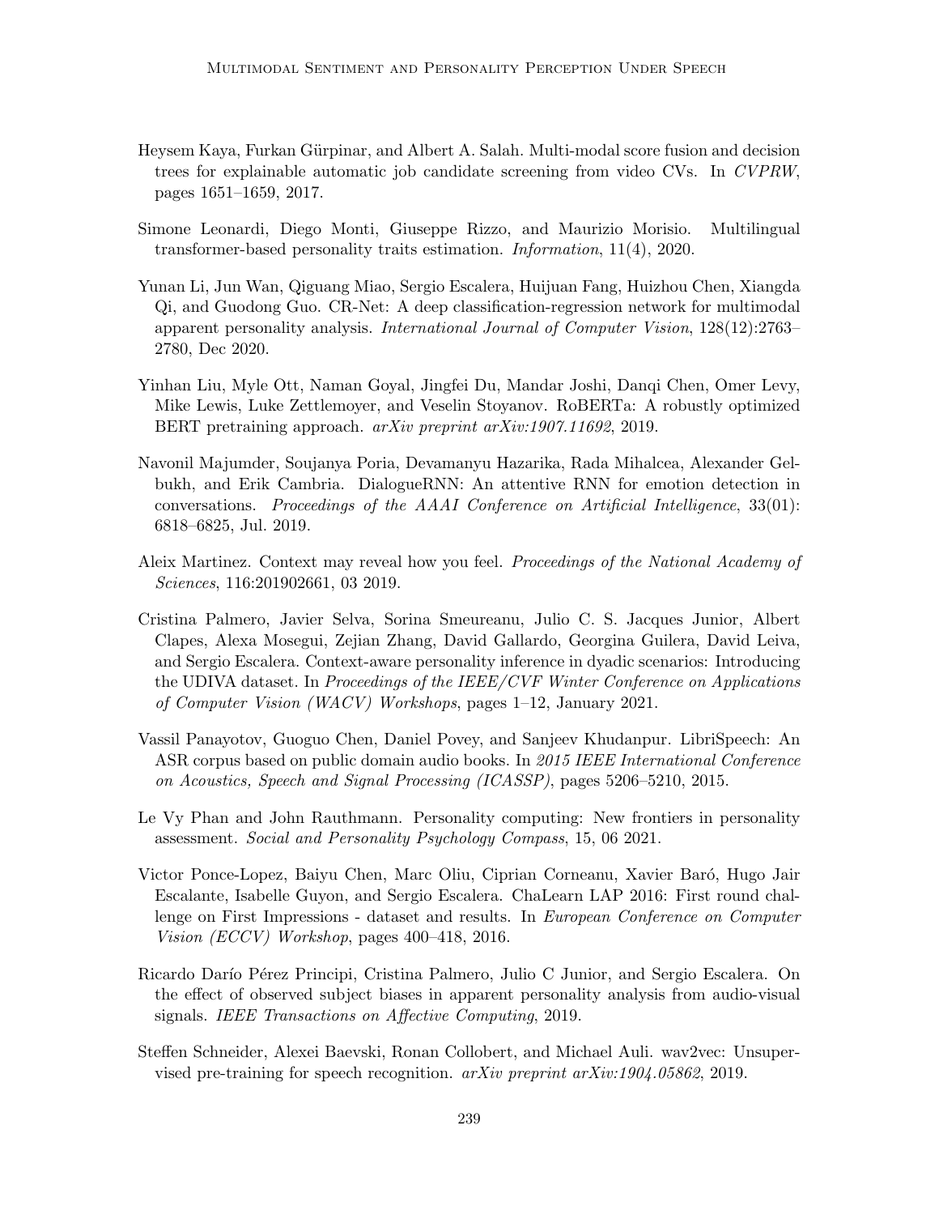Heysem Kaya, Furkan Gürpinar, and Albert A. Salah. Multi-modal score fusion and decision trees for explainable automatic job candidate screening from video CVs. In *CVPRW*, pages 1651–1659, 2017.

Simone Leonardi, Diego Monti, Giuseppe Rizzo, and Maurizio Morisio. Multilingual transformer-based personality traits estimation. *Information*, 11(4), 2020.

Yunan Li, Jun Wan, Qiguang Miao, Sergio Escalera, Huijuan Fang, Huizhou Chen, Xiangda Qi, and Guodong Guo. CR-Net: A deep classification-regression network for multimodal apparent personality analysis. *International Journal of Computer Vision*, 128(12):2763–2780, Dec 2020.

Yinhan Liu, Myle Ott, Naman Goyal, Jingfei Du, Mandar Joshi, Danqi Chen, Omer Levy, Mike Lewis, Luke Zettlemoyer, and Veselin Stoyanov. RoBERTa: A robustly optimized BERT pretraining approach. *arXiv preprint arXiv:1907.11692*, 2019.

Navonil Majumder, Soujanya Poria, Devamanyu Hazarika, Rada Mihalcea, Alexander Gelbukh, and Erik Cambria. DialogueRNN: An attentive RNN for emotion detection in conversations. *Proceedings of the AAAI Conference on Artificial Intelligence*, 33(01): 6818–6825, Jul. 2019.

Aleix Martinez. Context may reveal how you feel. *Proceedings of the National Academy of Sciences*, 116:201902661, 03 2019.

Cristina Palmero, Javier Selva, Sorina Smeureanu, Julio C. S. Jacques Junior, Albert Clapes, Alexa Mosegui, Zejian Zhang, David Gallardo, Georgina Guilera, David Leiva, and Sergio Escalera. Context-aware personality inference in dyadic scenarios: Introducing the UDIVA dataset. In *Proceedings of the IEEE/CVF Winter Conference on Applications of Computer Vision (WACV) Workshops*, pages 1–12, January 2021.

Vassil Panayotov, Guoguo Chen, Daniel Povey, and Sanjeev Khudanpur. LibriSpeech: An ASR corpus based on public domain audio books. In *2015 IEEE International Conference on Acoustics, Speech and Signal Processing (ICASSP)*, pages 5206–5210, 2015.

Le Vy Phan and John Rauthmann. Personality computing: New frontiers in personality assessment. *Social and Personality Psychology Compass*, 15, 06 2021.

Victor Ponce-Lopez, Baiyu Chen, Marc Oliu, Ciprian Corneanu, Xavier Baró, Hugo Jair Escalante, Isabelle Guyon, and Sergio Escalera. ChaLearn LAP 2016: First round challenge on First Impressions - dataset and results. In *European Conference on Computer Vision (ECCV) Workshop*, pages 400–418, 2016.

Ricardo Darío Pérez Principi, Cristina Palmero, Julio C Junior, and Sergio Escalera. On the effect of observed subject biases in apparent personality analysis from audio-visual signals. *IEEE Transactions on Affective Computing*, 2019.

Steffen Schneider, Alexei Baevski, Ronan Collobert, and Michael Auli. wav2vec: Unsupervised pre-training for speech recognition. *arXiv preprint arXiv:1904.05862*, 2019.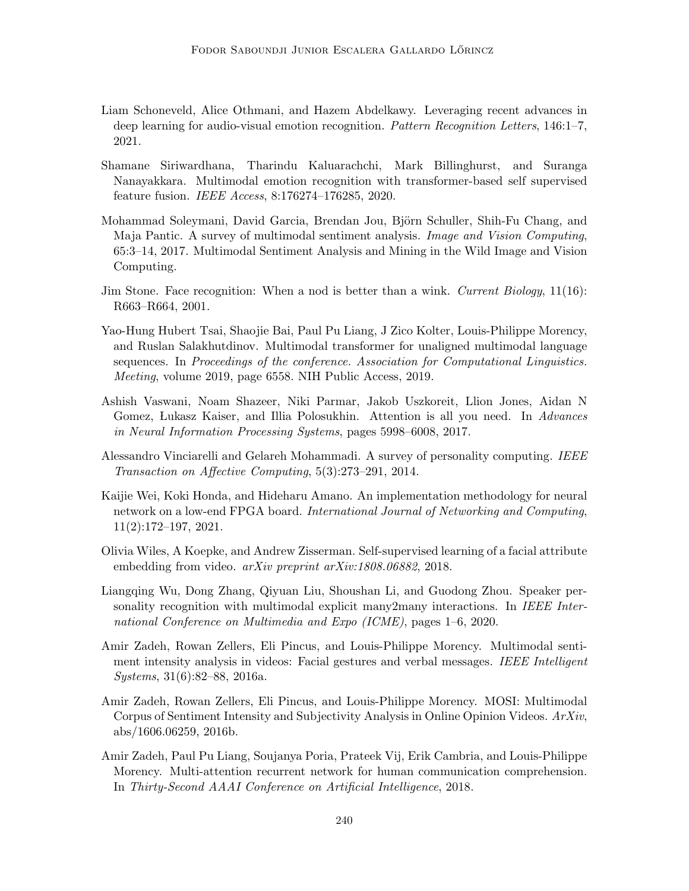Liam Schoneveld, Alice Othmani, and Hazem Abdelkawy. Leveraging recent advances in deep learning for audio-visual emotion recognition. *Pattern Recognition Letters*, 146:1–7, 2021.

Shamane Siriwardhana, Tharindu Kaluarachchi, Mark Billinghurst, and Suranga Nanayakkara. Multimodal emotion recognition with transformer-based self supervised feature fusion. *IEEE Access*, 8:176274–176285, 2020.

Mohammad Soleymani, David Garcia, Brendan Jou, Björn Schuller, Shih-Fu Chang, and Maja Pantic. A survey of multimodal sentiment analysis. *Image and Vision Computing*, 65:3–14, 2017. Multimodal Sentiment Analysis and Mining in the Wild Image and Vision Computing.

Jim Stone. Face recognition: When a nod is better than a wink. *Current Biology*, 11(16): R663–R664, 2001.

Yao-Hung Hubert Tsai, Shaojie Bai, Paul Pu Liang, J Zico Kolter, Louis-Philippe Morency, and Ruslan Salakhutdinov. Multimodal transformer for unaligned multimodal language sequences. In *Proceedings of the conference. Association for Computational Linguistics. Meeting*, volume 2019, page 6558. NIH Public Access, 2019.

Ashish Vaswani, Noam Shazeer, Niki Parmar, Jakob Uszkoreit, Llion Jones, Aidan N Gomez, Łukasz Kaiser, and Illia Polosukhin. Attention is all you need. In *Advances in Neural Information Processing Systems*, pages 5998–6008, 2017.

Alessandro Vinciarelli and Gelareh Mohammadi. A survey of personality computing. *IEEE Transaction on Affective Computing*, 5(3):273–291, 2014.

Kaijie Wei, Koki Honda, and Hideharu Amano. An implementation methodology for neural network on a low-end FPGA board. *International Journal of Networking and Computing*, 11(2):172–197, 2021.

Olivia Wiles, A Koepke, and Andrew Zisserman. Self-supervised learning of a facial attribute embedding from video. *arXiv preprint arXiv:1808.06882*, 2018.

Liangqing Wu, Dong Zhang, Qiyuan Liu, Shoushan Li, and Guodong Zhou. Speaker personality recognition with multimodal explicit many2many interactions. In *IEEE International Conference on Multimedia and Expo (ICME)*, pages 1–6, 2020.

Amir Zadeh, Rowan Zellers, Eli Pincus, and Louis-Philippe Morency. Multimodal sentiment intensity analysis in videos: Facial gestures and verbal messages. *IEEE Intelligent Systems*, 31(6):82–88, 2016a.

Amir Zadeh, Rowan Zellers, Eli Pincus, and Louis-Philippe Morency. MOSI: Multimodal Corpus of Sentiment Intensity and Subjectivity Analysis in Online Opinion Videos. *ArXiv*, abs/1606.06259, 2016b.

Amir Zadeh, Paul Pu Liang, Soujanya Poria, Prateek Vij, Erik Cambria, and Louis-Philippe Morency. Multi-attention recurrent network for human communication comprehension. In *Thirty-Second AAAI Conference on Artificial Intelligence*, 2018.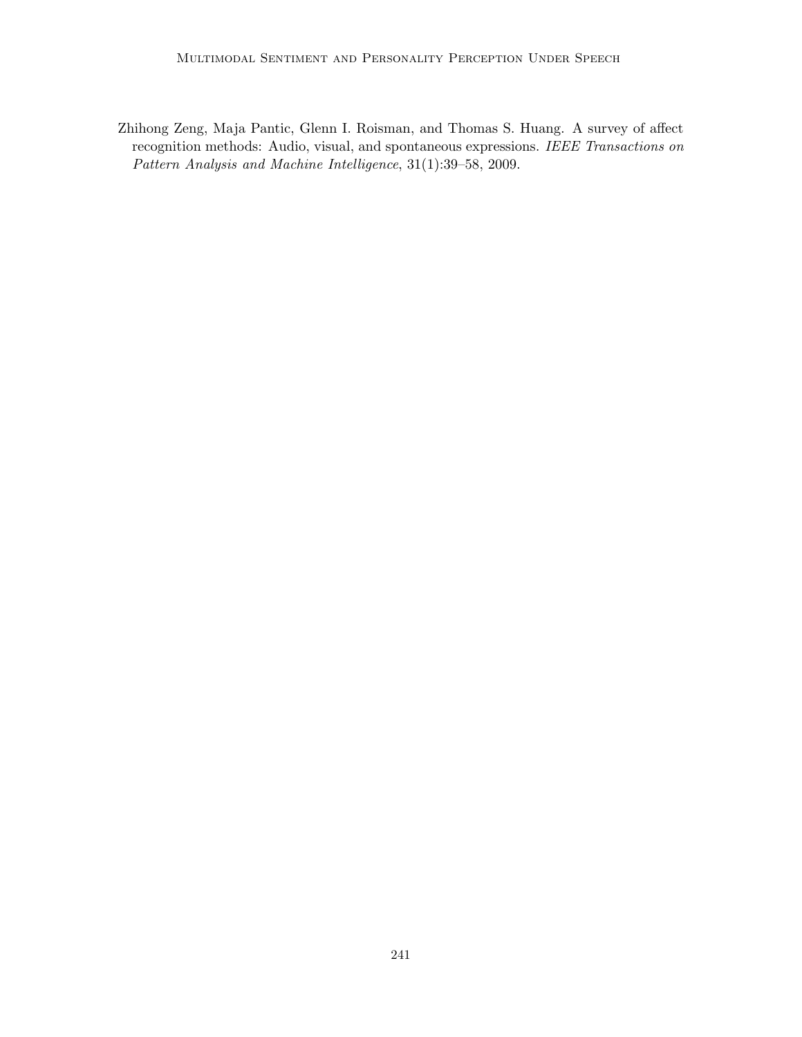Zhihong Zeng, Maja Pantic, Glenn I. Roisman, and Thomas S. Huang. A survey of affect recognition methods: Audio, visual, and spontaneous expressions. *IEEE Transactions on Pattern Analysis and Machine Intelligence*, 31(1):39–58, 2009.